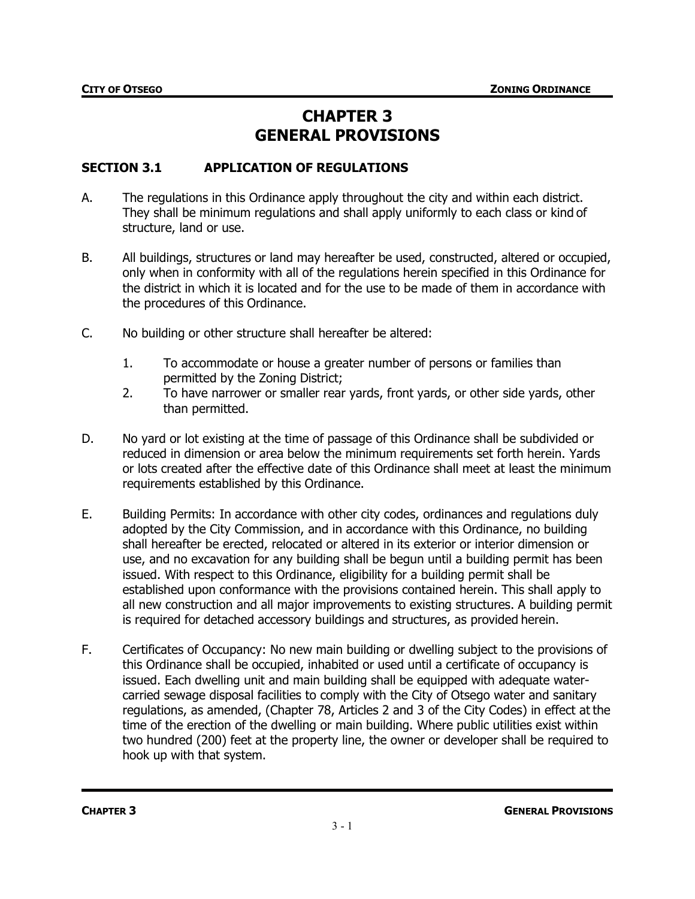# CHAPTER 3
# GENERAL PROVISIONS

## SECTION 3.1 APPLICATION OF REGULATIONS

A. The regulations in this Ordinance apply throughout the city and within each district. They shall be minimum regulations and shall apply uniformly to each class or kind of structure, land or use.

B. All buildings, structures or land may hereafter be used, constructed, altered or occupied, only when in conformity with all of the regulations herein specified in this Ordinance for the district in which it is located and for the use to be made of them in accordance with the procedures of this Ordinance.

C. No building or other structure shall hereafter be altered:

   1. To accommodate or house a greater number of persons or families than permitted by the Zoning District;
   2. To have narrower or smaller rear yards, front yards, or other side yards, other than permitted.

D. No yard or lot existing at the time of passage of this Ordinance shall be subdivided or reduced in dimension or area below the minimum requirements set forth herein. Yards or lots created after the effective date of this Ordinance shall meet at least the minimum requirements established by this Ordinance.

E. Building Permits: In accordance with other city codes, ordinances and regulations duly adopted by the City Commission, and in accordance with this Ordinance, no building shall hereafter be erected, relocated or altered in its exterior or interior dimension or use, and no excavation for any building shall be begun until a building permit has been issued. With respect to this Ordinance, eligibility for a building permit shall be established upon conformance with the provisions contained herein. This shall apply to all new construction and all major improvements to existing structures. A building permit is required for detached accessory buildings and structures, as provided herein.

F. Certificates of Occupancy: No new main building or dwelling subject to the provisions of this Ordinance shall be occupied, inhabited or used until a certificate of occupancy is issued. Each dwelling unit and main building shall be equipped with adequate water-carried sewage disposal facilities to comply with the City of Otsego water and sanitary regulations, as amended, (Chapter 78, Articles 2 and 3 of the City Codes) in effect at the time of the erection of the dwelling or main building. Where public utilities exist within two hundred (200) feet at the property line, the owner or developer shall be required to hook up with that system.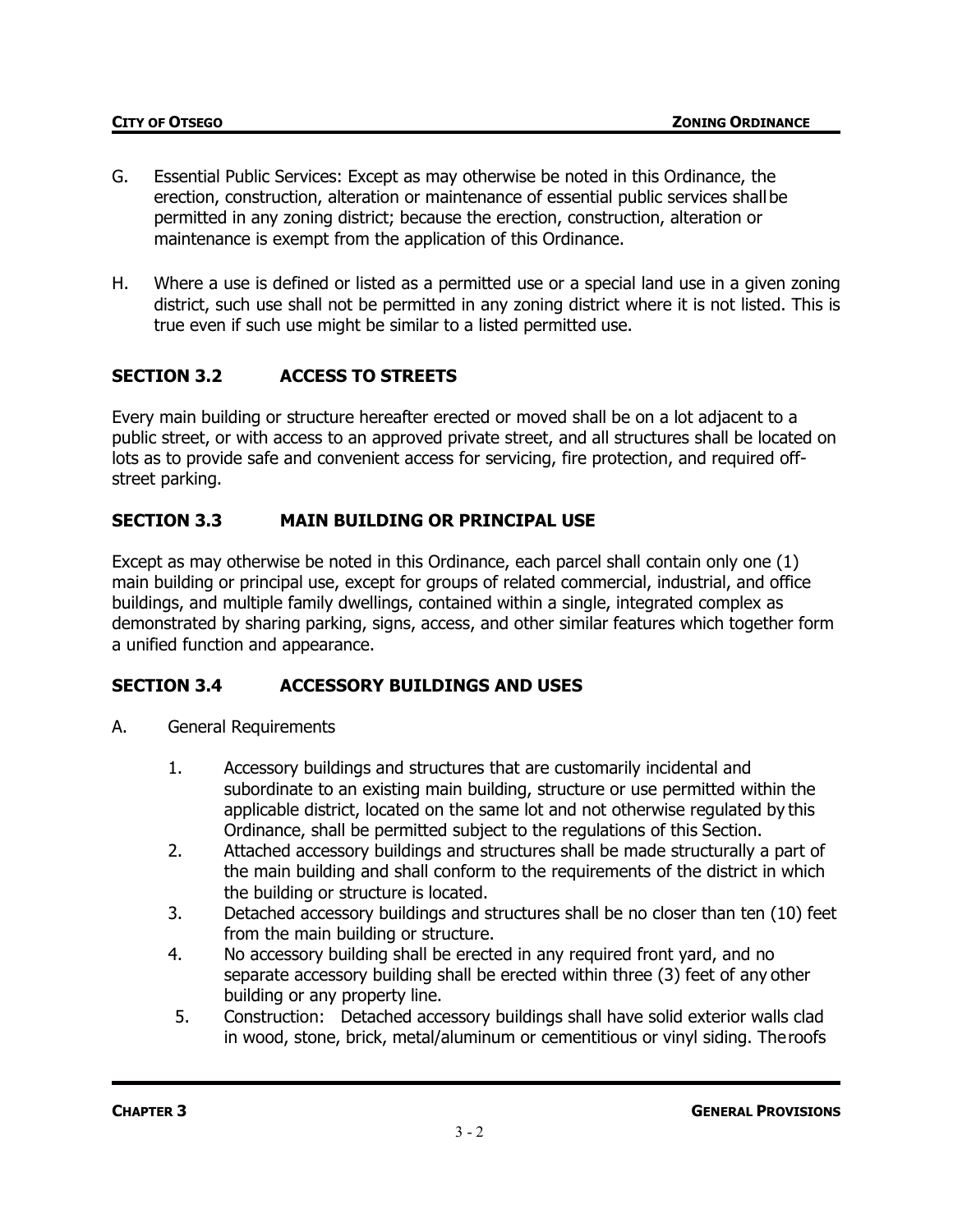G. Essential Public Services: Except as may otherwise be noted in this Ordinance, the erection, construction, alteration or maintenance of essential public services shall be permitted in any zoning district; because the erection, construction, alteration or maintenance is exempt from the application of this Ordinance.

H. Where a use is defined or listed as a permitted use or a special land use in a given zoning district, such use shall not be permitted in any zoning district where it is not listed. This is true even if such use might be similar to a listed permitted use.

## SECTION 3.2 ACCESS TO STREETS

Every main building or structure hereafter erected or moved shall be on a lot adjacent to a public street, or with access to an approved private street, and all structures shall be located on lots as to provide safe and convenient access for servicing, fire protection, and required off-street parking.

## SECTION 3.3 MAIN BUILDING OR PRINCIPAL USE

Except as may otherwise be noted in this Ordinance, each parcel shall contain only one (1) main building or principal use, except for groups of related commercial, industrial, and office buildings, and multiple family dwellings, contained within a single, integrated complex as demonstrated by sharing parking, signs, access, and other similar features which together form a unified function and appearance.

## SECTION 3.4 ACCESSORY BUILDINGS AND USES

A. General Requirements

1. Accessory buildings and structures that are customarily incidental and subordinate to an existing main building, structure or use permitted within the applicable district, located on the same lot and not otherwise regulated by this Ordinance, shall be permitted subject to the regulations of this Section.
2. Attached accessory buildings and structures shall be made structurally a part of the main building and shall conform to the requirements of the district in which the building or structure is located.
3. Detached accessory buildings and structures shall be no closer than ten (10) feet from the main building or structure.
4. No accessory building shall be erected in any required front yard, and no separate accessory building shall be erected within three (3) feet of any other building or any property line.
5. Construction: Detached accessory buildings shall have solid exterior walls clad in wood, stone, brick, metal/aluminum or cementitious or vinyl siding. The roofs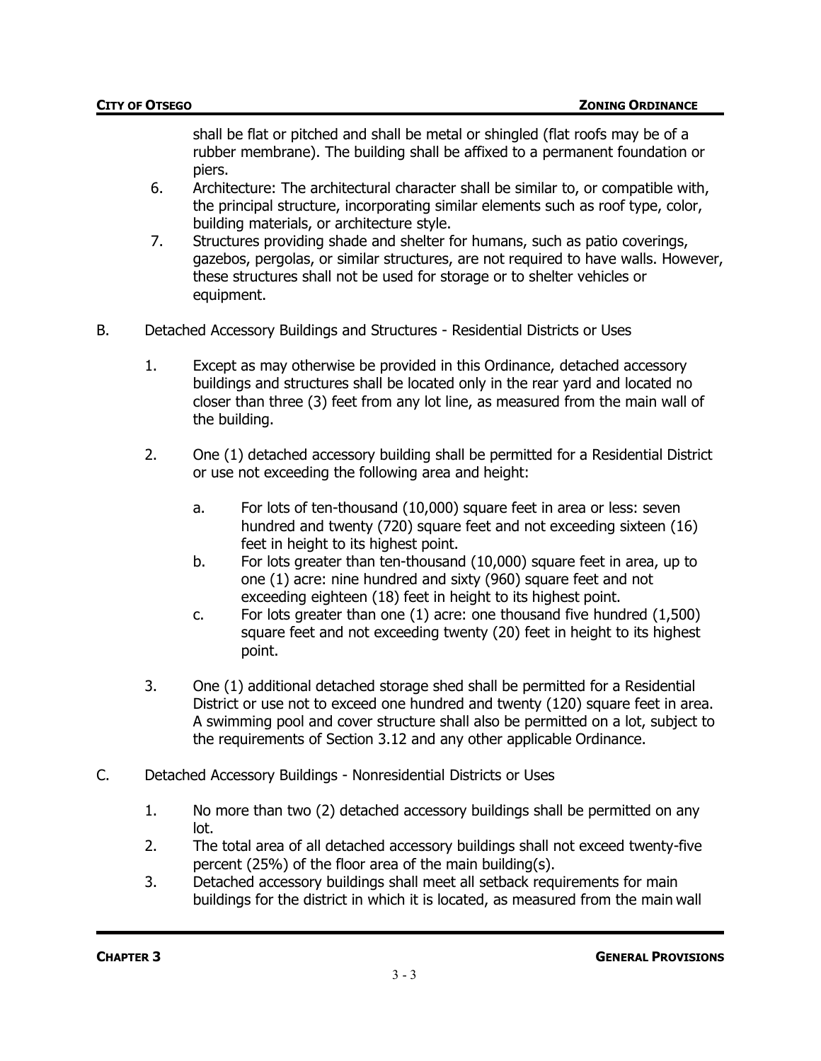shall be flat or pitched and shall be metal or shingled (flat roofs may be of a rubber membrane). The building shall be affixed to a permanent foundation or piers.

6. Architecture: The architectural character shall be similar to, or compatible with, the principal structure, incorporating similar elements such as roof type, color, building materials, or architecture style.
7. Structures providing shade and shelter for humans, such as patio coverings, gazebos, pergolas, or similar structures, are not required to have walls. However, these structures shall not be used for storage or to shelter vehicles or equipment.

B. Detached Accessory Buildings and Structures - Residential Districts or Uses

1. Except as may otherwise be provided in this Ordinance, detached accessory buildings and structures shall be located only in the rear yard and located no closer than three (3) feet from any lot line, as measured from the main wall of the building.

2. One (1) detached accessory building shall be permitted for a Residential District or use not exceeding the following area and height:

    a. For lots of ten-thousand (10,000) square feet in area or less: seven hundred and twenty (720) square feet and not exceeding sixteen (16) feet in height to its highest point.
    b. For lots greater than ten-thousand (10,000) square feet in area, up to one (1) acre: nine hundred and sixty (960) square feet and not exceeding eighteen (18) feet in height to its highest point.
    c. For lots greater than one (1) acre: one thousand five hundred (1,500) square feet and not exceeding twenty (20) feet in height to its highest point.

3. One (1) additional detached storage shed shall be permitted for a Residential District or use not to exceed one hundred and twenty (120) square feet in area. A swimming pool and cover structure shall also be permitted on a lot, subject to the requirements of Section 3.12 and any other applicable Ordinance.

C. Detached Accessory Buildings - Nonresidential Districts or Uses

1. No more than two (2) detached accessory buildings shall be permitted on any lot.
2. The total area of all detached accessory buildings shall not exceed twenty-five percent (25%) of the floor area of the main building(s).
3. Detached accessory buildings shall meet all setback requirements for main buildings for the district in which it is located, as measured from the main wall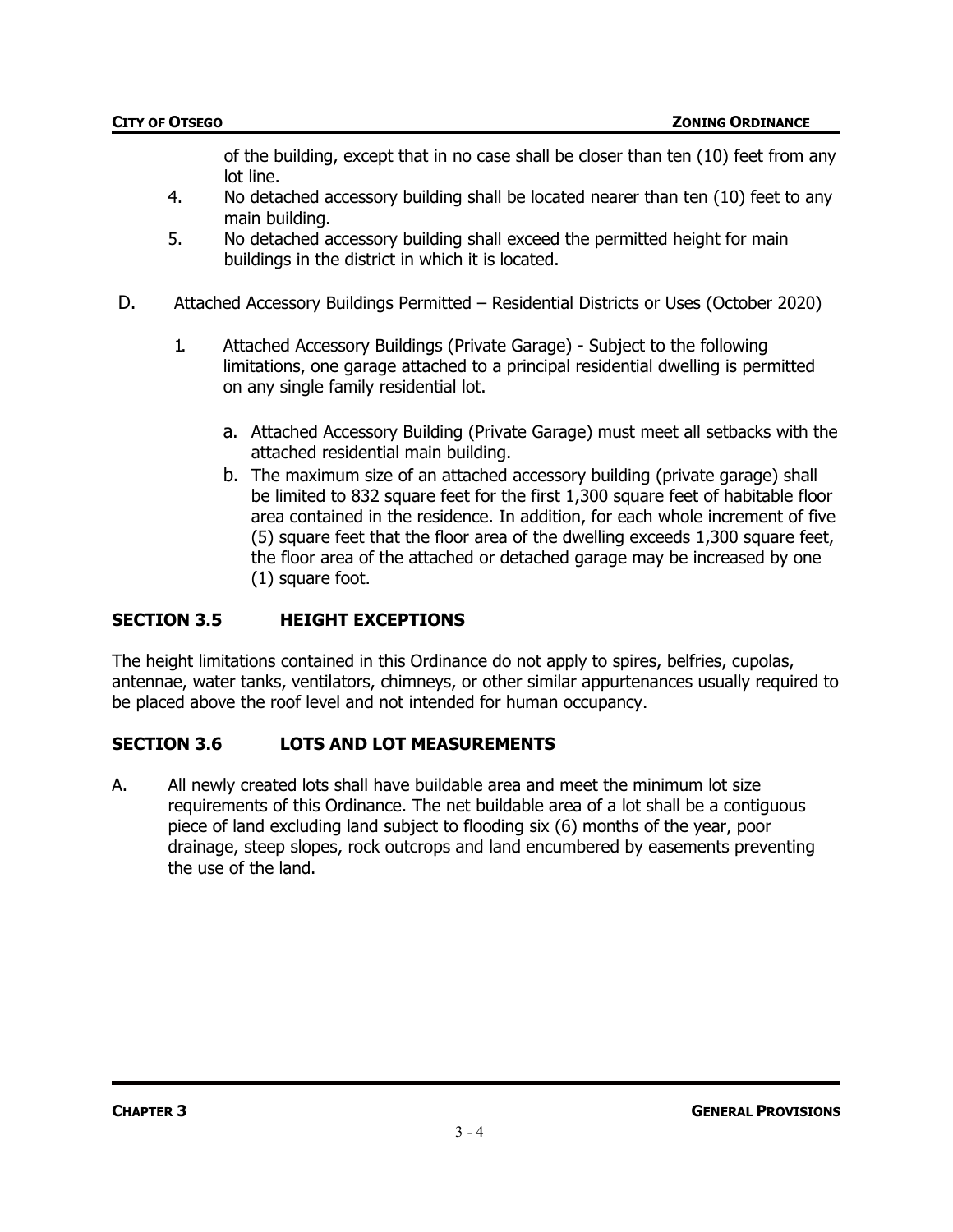of the building, except that in no case shall be closer than ten (10) feet from any lot line.

4. No detached accessory building shall be located nearer than ten (10) feet to any main building.
5. No detached accessory building shall exceed the permitted height for main buildings in the district in which it is located.

D. Attached Accessory Buildings Permitted – Residential Districts or Uses (October 2020)

1. Attached Accessory Buildings (Private Garage) - Subject to the following limitations, one garage attached to a principal residential dwelling is permitted on any single family residential lot.

    a. Attached Accessory Building (Private Garage) must meet all setbacks with the attached residential main building.
    b. The maximum size of an attached accessory building (private garage) shall be limited to 832 square feet for the first 1,300 square feet of habitable floor area contained in the residence. In addition, for each whole increment of five (5) square feet that the floor area of the dwelling exceeds 1,300 square feet, the floor area of the attached or detached garage may be increased by one (1) square foot.

## SECTION 3.5 HEIGHT EXCEPTIONS

The height limitations contained in this Ordinance do not apply to spires, belfries, cupolas, antennae, water tanks, ventilators, chimneys, or other similar appurtenances usually required to be placed above the roof level and not intended for human occupancy.

## SECTION 3.6 LOTS AND LOT MEASUREMENTS

A. All newly created lots shall have buildable area and meet the minimum lot size requirements of this Ordinance. The net buildable area of a lot shall be a contiguous piece of land excluding land subject to flooding six (6) months of the year, poor drainage, steep slopes, rock outcrops and land encumbered by easements preventing the use of the land.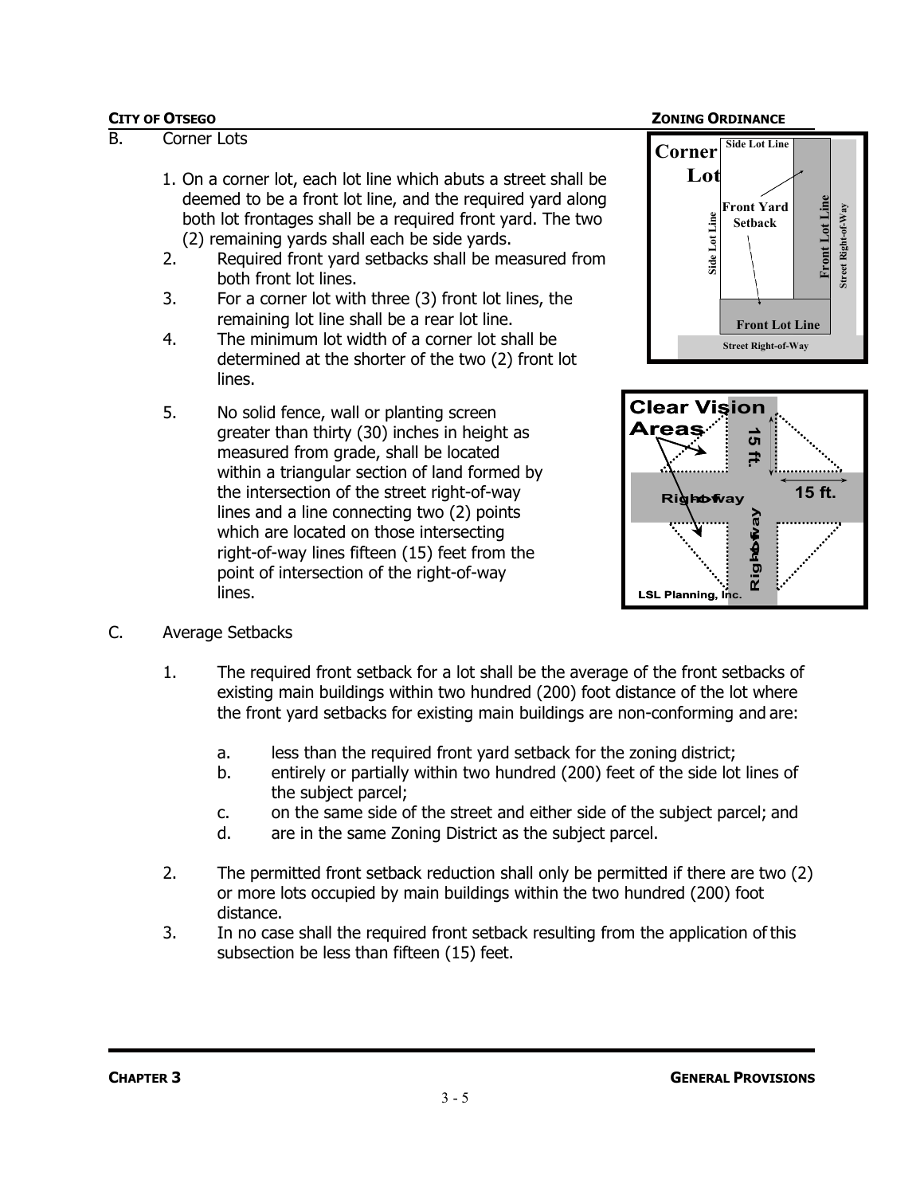B. Corner Lots

1. On a corner lot, each lot line which abuts a street shall be deemed to be a front lot line, and the required yard along both lot frontages shall be a required front yard. The two (2) remaining yards shall each be side yards.
2. Required front yard setbacks shall be measured from both front lot lines.
3. For a corner lot with three (3) front lot lines, the remaining lot line shall be a rear lot line.
4. The minimum lot width of a corner lot shall be determined at the shorter of the two (2) front lot lines.
5. No solid fence, wall or planting screen greater than thirty (30) inches in height as measured from grade, shall be located within a triangular section of land formed by the intersection of the street right-of-way lines and a line connecting two (2) points which are located on those intersecting right-of-way lines fifteen (15) feet from the point of intersection of the right-of-way lines.

C. Average Setbacks

1. The required front setback for a lot shall be the average of the front setbacks of existing main buildings within two hundred (200) foot distance of the lot where the front yard setbacks for existing main buildings are non-conforming and are:
   a. less than the required front yard setback for the zoning district;
   b. entirely or partially within two hundred (200) feet of the side lot lines of the subject parcel;
   c. on the same side of the street and either side of the subject parcel; and
   d. are in the same Zoning District as the subject parcel.
2. The permitted front setback reduction shall only be permitted if there are two (2) or more lots occupied by main buildings within the two hundred (200) foot distance.
3. In no case shall the required front setback resulting from the application of this subsection be less than fifteen (15) feet.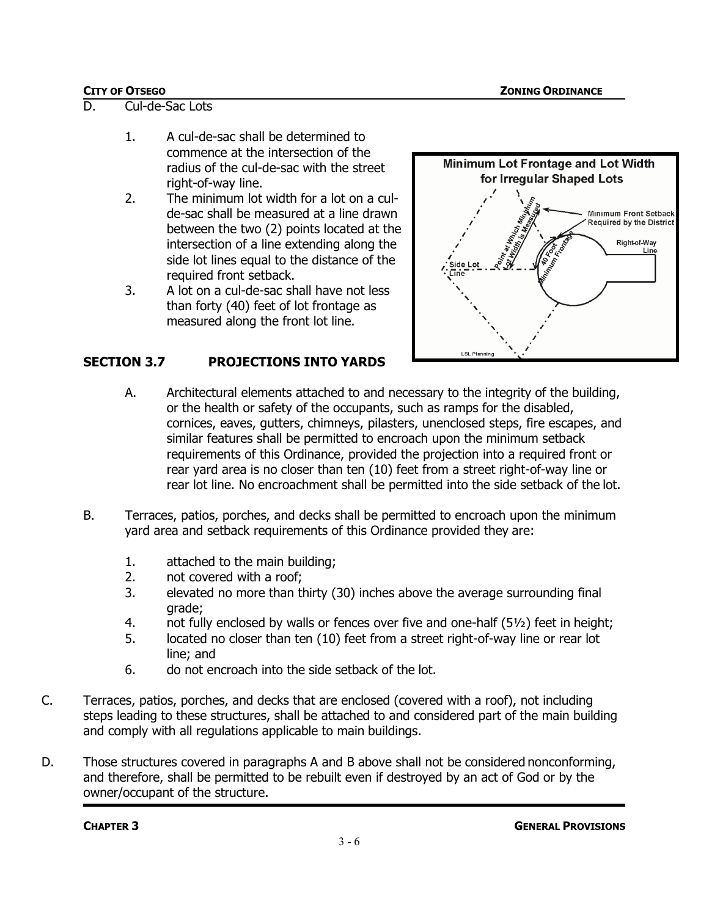D. Cul-de-Sac Lots

1. A cul-de-sac shall be determined to commence at the intersection of the radius of the cul-de-sac with the street right-of-way line.
2. The minimum lot width for a lot on a cul-de-sac shall be measured at a line drawn between the two (2) points located at the intersection of a line extending along the side lot lines equal to the distance of the required front setback.
3. A lot on a cul-de-sac shall have not less than forty (40) feet of lot frontage as measured along the front lot line.

## SECTION 3.7 PROJECTIONS INTO YARDS

A. Architectural elements attached to and necessary to the integrity of the building, or the health or safety of the occupants, such as ramps for the disabled, cornices, eaves, gutters, chimneys, pilasters, unenclosed steps, fire escapes, and similar features shall be permitted to encroach upon the minimum setback requirements of this Ordinance, provided the projection into a required front or rear yard area is no closer than ten (10) feet from a street right-of-way line or rear lot line. No encroachment shall be permitted into the side setback of the lot.

B. Terraces, patios, porches, and decks shall be permitted to encroach upon the minimum yard area and setback requirements of this Ordinance provided they are:

1. attached to the main building;
2. not covered with a roof;
3. elevated no more than thirty (30) inches above the average surrounding final grade;
4. not fully enclosed by walls or fences over five and one-half (5½) feet in height;
5. located no closer than ten (10) feet from a street right-of-way line or rear lot line; and
6. do not encroach into the side setback of the lot.

C. Terraces, patios, porches, and decks that are enclosed (covered with a roof), not including steps leading to these structures, shall be attached to and considered part of the main building and comply with all regulations applicable to main buildings.

D. Those structures covered in paragraphs A and B above shall not be considered nonconforming, and therefore, shall be permitted to be rebuilt even if destroyed by an act of God or by the owner/occupant of the structure.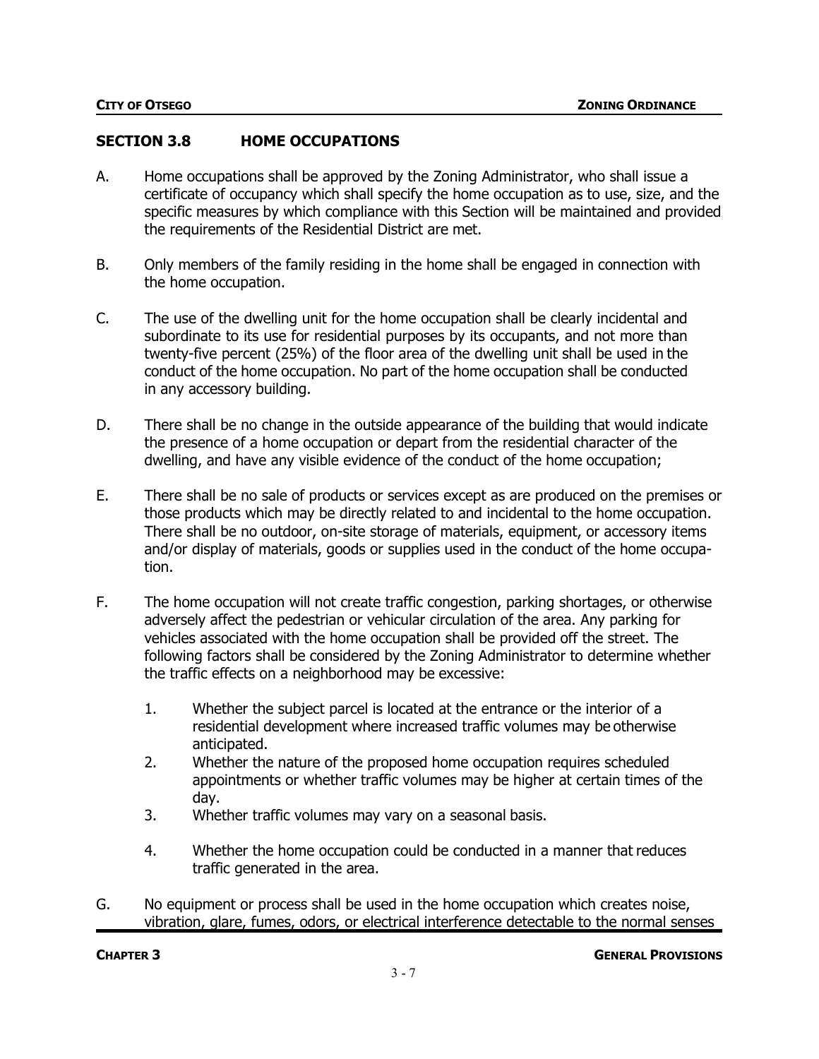## SECTION 3.8 HOME OCCUPATIONS

A. Home occupations shall be approved by the Zoning Administrator, who shall issue a certificate of occupancy which shall specify the home occupation as to use, size, and the specific measures by which compliance with this Section will be maintained and provided the requirements of the Residential District are met.

B. Only members of the family residing in the home shall be engaged in connection with the home occupation.

C. The use of the dwelling unit for the home occupation shall be clearly incidental and subordinate to its use for residential purposes by its occupants, and not more than twenty-five percent (25%) of the floor area of the dwelling unit shall be used in the conduct of the home occupation. No part of the home occupation shall be conducted in any accessory building.

D. There shall be no change in the outside appearance of the building that would indicate the presence of a home occupation or depart from the residential character of the dwelling, and have any visible evidence of the conduct of the home occupation;

E. There shall be no sale of products or services except as are produced on the premises or those products which may be directly related to and incidental to the home occupation. There shall be no outdoor, on-site storage of materials, equipment, or accessory items and/or display of materials, goods or supplies used in the conduct of the home occupation.

F. The home occupation will not create traffic congestion, parking shortages, or otherwise adversely affect the pedestrian or vehicular circulation of the area. Any parking for vehicles associated with the home occupation shall be provided off the street. The following factors shall be considered by the Zoning Administrator to determine whether the traffic effects on a neighborhood may be excessive:

   1. Whether the subject parcel is located at the entrance or the interior of a residential development where increased traffic volumes may be otherwise anticipated.
   2. Whether the nature of the proposed home occupation requires scheduled appointments or whether traffic volumes may be higher at certain times of the day.
   3. Whether traffic volumes may vary on a seasonal basis.
   4. Whether the home occupation could be conducted in a manner that reduces traffic generated in the area.

G. No equipment or process shall be used in the home occupation which creates noise, vibration, glare, fumes, odors, or electrical interference detectable to the normal senses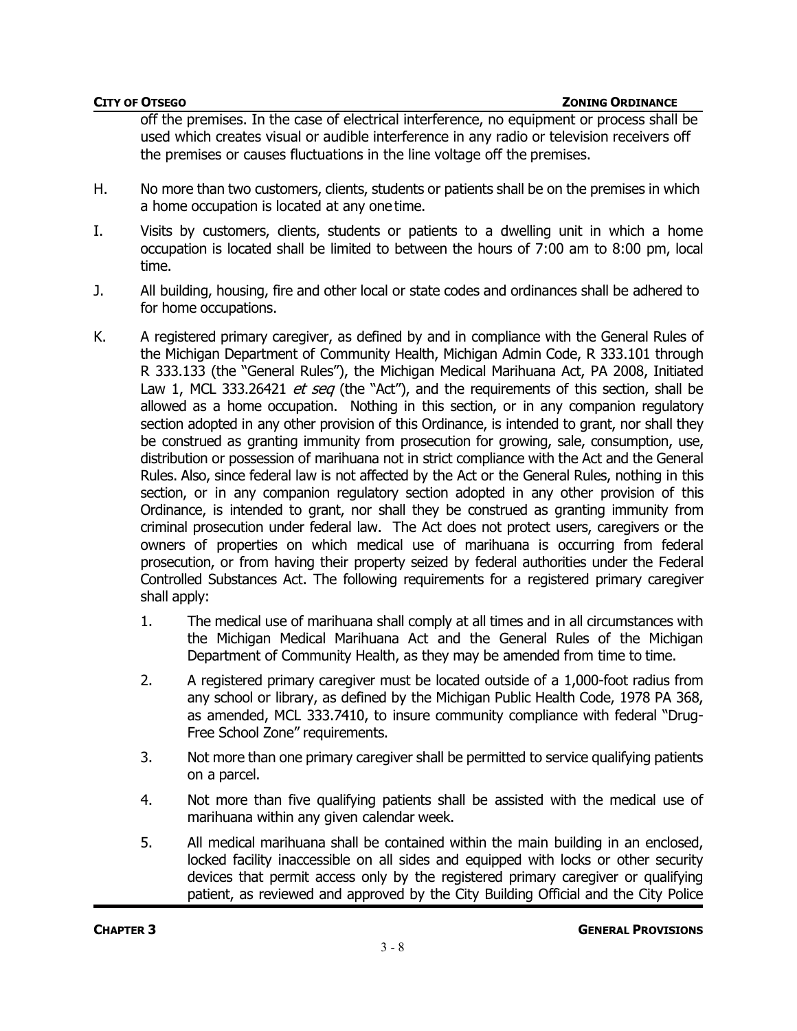off the premises. In the case of electrical interference, no equipment or process shall be used which creates visual or audible interference in any radio or television receivers off the premises or causes fluctuations in the line voltage off the premises.

H. No more than two customers, clients, students or patients shall be on the premises in which a home occupation is located at any one time.

I. Visits by customers, clients, students or patients to a dwelling unit in which a home occupation is located shall be limited to between the hours of 7:00 am to 8:00 pm, local time.

J. All building, housing, fire and other local or state codes and ordinances shall be adhered to for home occupations.

K. A registered primary caregiver, as defined by and in compliance with the General Rules of the Michigan Department of Community Health, Michigan Admin Code, R 333.101 through R 333.133 (the "General Rules"), the Michigan Medical Marihuana Act, PA 2008, Initiated Law 1, MCL 333.26421 *et seq* (the "Act"), and the requirements of this section, shall be allowed as a home occupation. Nothing in this section, or in any companion regulatory section adopted in any other provision of this Ordinance, is intended to grant, nor shall they be construed as granting immunity from prosecution for growing, sale, consumption, use, distribution or possession of marihuana not in strict compliance with the Act and the General Rules. Also, since federal law is not affected by the Act or the General Rules, nothing in this section, or in any companion regulatory section adopted in any other provision of this Ordinance, is intended to grant, nor shall they be construed as granting immunity from criminal prosecution under federal law. The Act does not protect users, caregivers or the owners of properties on which medical use of marihuana is occurring from federal prosecution, or from having their property seized by federal authorities under the Federal Controlled Substances Act. The following requirements for a registered primary caregiver shall apply:

   1. The medical use of marihuana shall comply at all times and in all circumstances with the Michigan Medical Marihuana Act and the General Rules of the Michigan Department of Community Health, as they may be amended from time to time.

   2. A registered primary caregiver must be located outside of a 1,000-foot radius from any school or library, as defined by the Michigan Public Health Code, 1978 PA 368, as amended, MCL 333.7410, to insure community compliance with federal "Drug-Free School Zone" requirements.

   3. Not more than one primary caregiver shall be permitted to service qualifying patients on a parcel.

   4. Not more than five qualifying patients shall be assisted with the medical use of marihuana within any given calendar week.

   5. All medical marihuana shall be contained within the main building in an enclosed, locked facility inaccessible on all sides and equipped with locks or other security devices that permit access only by the registered primary caregiver or qualifying patient, as reviewed and approved by the City Building Official and the City Police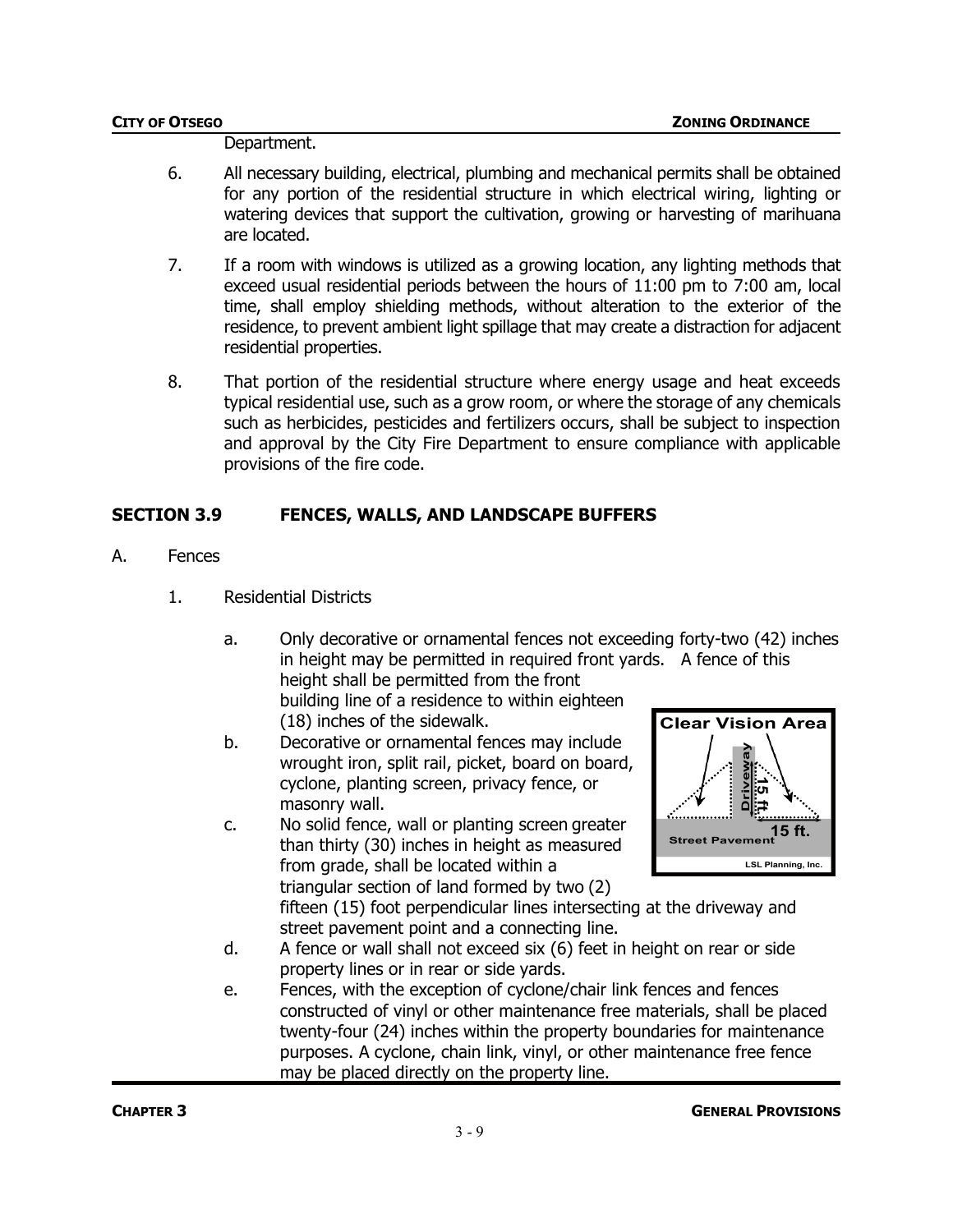Department.

6. All necessary building, electrical, plumbing and mechanical permits shall be obtained for any portion of the residential structure in which electrical wiring, lighting or watering devices that support the cultivation, growing or harvesting of marihuana are located.

7. If a room with windows is utilized as a growing location, any lighting methods that exceed usual residential periods between the hours of 11:00 pm to 7:00 am, local time, shall employ shielding methods, without alteration to the exterior of the residence, to prevent ambient light spillage that may create a distraction for adjacent residential properties.

8. That portion of the residential structure where energy usage and heat exceeds typical residential use, such as a grow room, or where the storage of any chemicals such as herbicides, pesticides and fertilizers occurs, shall be subject to inspection and approval by the City Fire Department to ensure compliance with applicable provisions of the fire code.

## SECTION 3.9 FENCES, WALLS, AND LANDSCAPE BUFFERS

A. Fences

1. Residential Districts

   a. Only decorative or ornamental fences not exceeding forty-two (42) inches in height may be permitted in required front yards. A fence of this height shall be permitted from the front building line of a residence to within eighteen (18) inches of the sidewalk.

   b. Decorative or ornamental fences may include wrought iron, split rail, picket, board on board, cyclone, planting screen, privacy fence, or masonry wall.

   c. No solid fence, wall or planting screen greater than thirty (30) inches in height as measured from grade, shall be located within a triangular section of land formed by two (2) fifteen (15) foot perpendicular lines intersecting at the driveway and street pavement point and a connecting line.

   Clear Vision Area — Driveway — 15 ft. — 15 ft. — Street Pavement — LSL Planning, Inc.

   d. A fence or wall shall not exceed six (6) feet in height on rear or side property lines or in rear or side yards.

   e. Fences, with the exception of cyclone/chair link fences and fences constructed of vinyl or other maintenance free materials, shall be placed twenty-four (24) inches within the property boundaries for maintenance purposes. A cyclone, chain link, vinyl, or other maintenance free fence may be placed directly on the property line.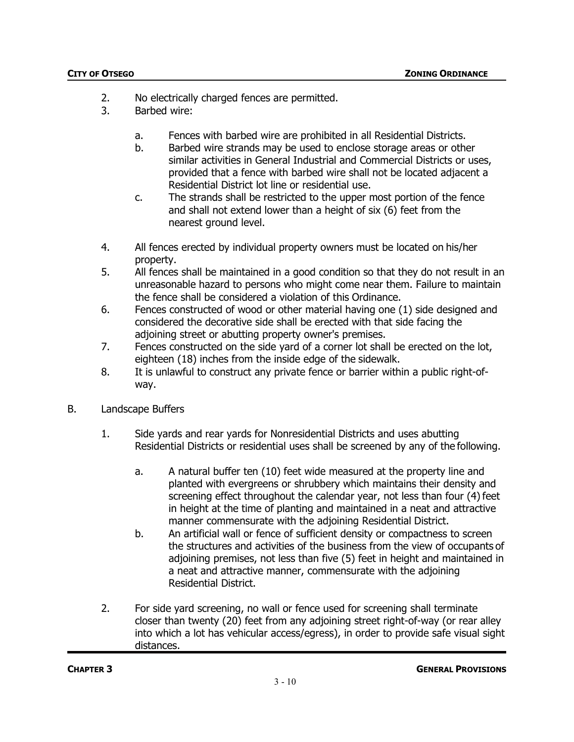2. No electrically charged fences are permitted.
3. Barbed wire:

    a. Fences with barbed wire are prohibited in all Residential Districts.
    b. Barbed wire strands may be used to enclose storage areas or other similar activities in General Industrial and Commercial Districts or uses, provided that a fence with barbed wire shall not be located adjacent a Residential District lot line or residential use.
    c. The strands shall be restricted to the upper most portion of the fence and shall not extend lower than a height of six (6) feet from the nearest ground level.

4. All fences erected by individual property owners must be located on his/her property.
5. All fences shall be maintained in a good condition so that they do not result in an unreasonable hazard to persons who might come near them. Failure to maintain the fence shall be considered a violation of this Ordinance.
6. Fences constructed of wood or other material having one (1) side designed and considered the decorative side shall be erected with that side facing the adjoining street or abutting property owner's premises.
7. Fences constructed on the side yard of a corner lot shall be erected on the lot, eighteen (18) inches from the inside edge of the sidewalk.
8. It is unlawful to construct any private fence or barrier within a public right-of-way.

B. Landscape Buffers

1. Side yards and rear yards for Nonresidential Districts and uses abutting Residential Districts or residential uses shall be screened by any of the following.

    a. A natural buffer ten (10) feet wide measured at the property line and planted with evergreens or shrubbery which maintains their density and screening effect throughout the calendar year, not less than four (4) feet in height at the time of planting and maintained in a neat and attractive manner commensurate with the adjoining Residential District.
    b. An artificial wall or fence of sufficient density or compactness to screen the structures and activities of the business from the view of occupants of adjoining premises, not less than five (5) feet in height and maintained in a neat and attractive manner, commensurate with the adjoining Residential District.

2. For side yard screening, no wall or fence used for screening shall terminate closer than twenty (20) feet from any adjoining street right-of-way (or rear alley into which a lot has vehicular access/egress), in order to provide safe visual sight distances.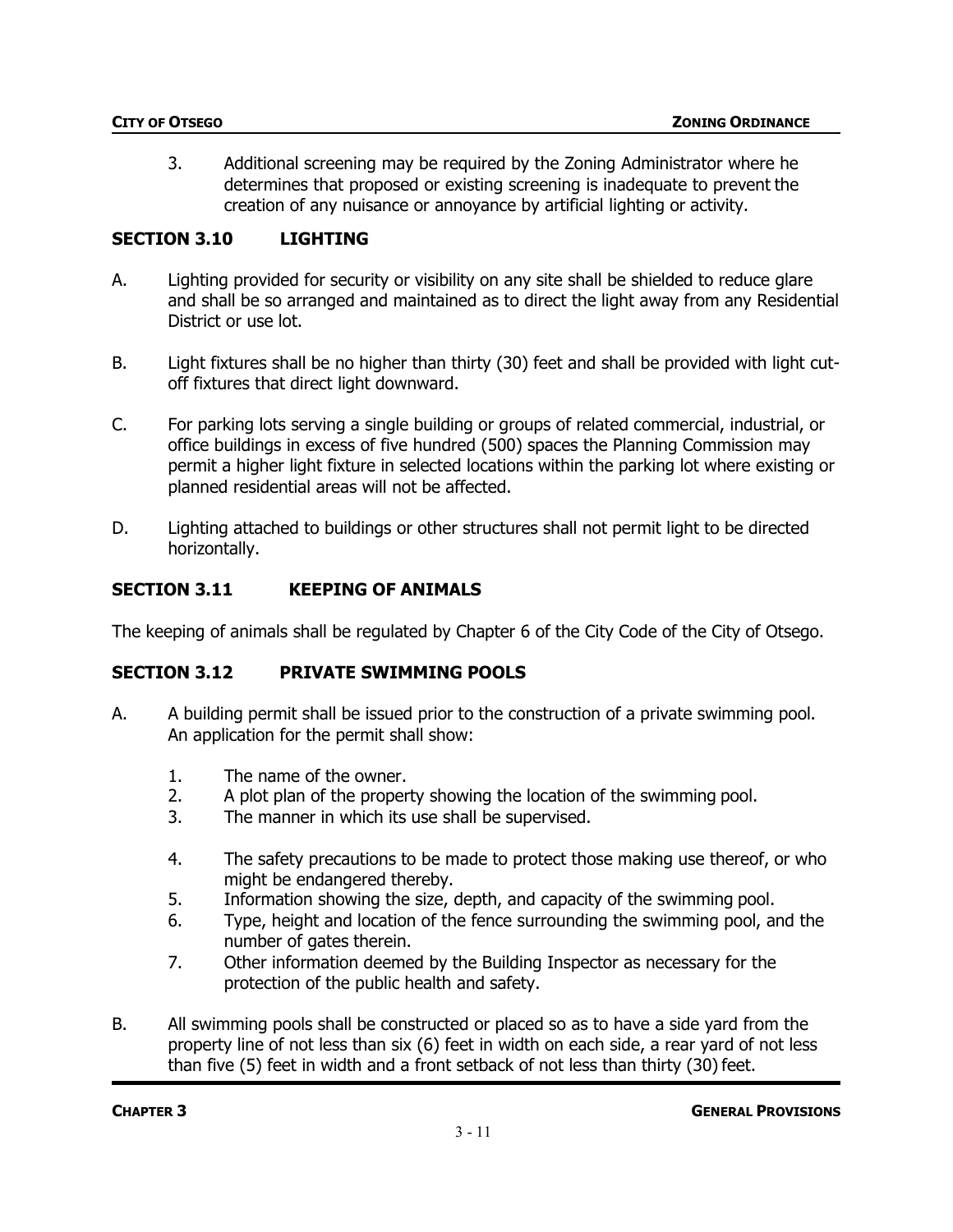3. Additional screening may be required by the Zoning Administrator where he determines that proposed or existing screening is inadequate to prevent the creation of any nuisance or annoyance by artificial lighting or activity.

## SECTION 3.10 LIGHTING

A. Lighting provided for security or visibility on any site shall be shielded to reduce glare and shall be so arranged and maintained as to direct the light away from any Residential District or use lot.

B. Light fixtures shall be no higher than thirty (30) feet and shall be provided with light cut-off fixtures that direct light downward.

C. For parking lots serving a single building or groups of related commercial, industrial, or office buildings in excess of five hundred (500) spaces the Planning Commission may permit a higher light fixture in selected locations within the parking lot where existing or planned residential areas will not be affected.

D. Lighting attached to buildings or other structures shall not permit light to be directed horizontally.

## SECTION 3.11 KEEPING OF ANIMALS

The keeping of animals shall be regulated by Chapter 6 of the City Code of the City of Otsego.

## SECTION 3.12 PRIVATE SWIMMING POOLS

A. A building permit shall be issued prior to the construction of a private swimming pool. An application for the permit shall show:

1. The name of the owner.
2. A plot plan of the property showing the location of the swimming pool.
3. The manner in which its use shall be supervised.
4. The safety precautions to be made to protect those making use thereof, or who might be endangered thereby.
5. Information showing the size, depth, and capacity of the swimming pool.
6. Type, height and location of the fence surrounding the swimming pool, and the number of gates therein.
7. Other information deemed by the Building Inspector as necessary for the protection of the public health and safety.

B. All swimming pools shall be constructed or placed so as to have a side yard from the property line of not less than six (6) feet in width on each side, a rear yard of not less than five (5) feet in width and a front setback of not less than thirty (30) feet.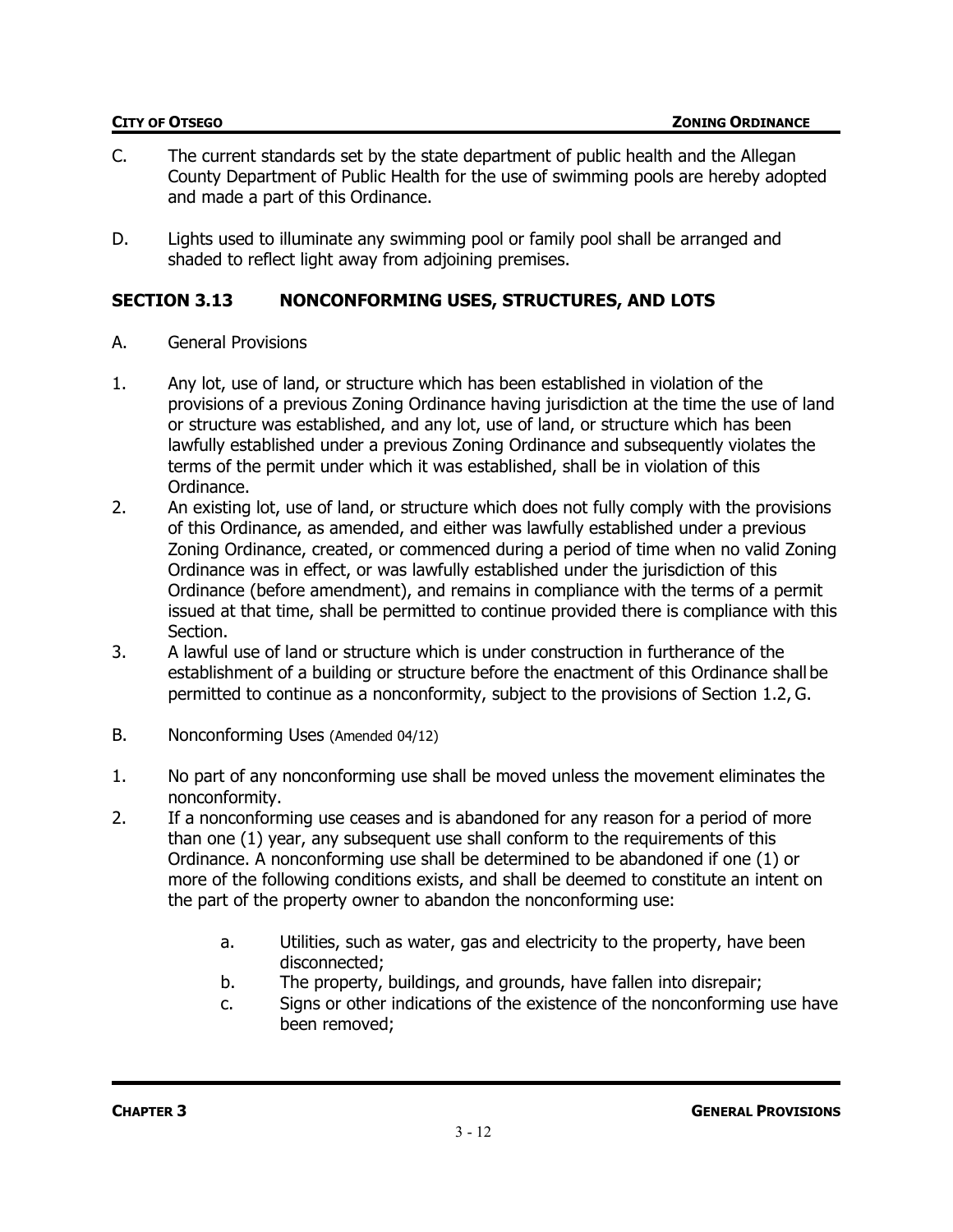C. The current standards set by the state department of public health and the Allegan County Department of Public Health for the use of swimming pools are hereby adopted and made a part of this Ordinance.

D. Lights used to illuminate any swimming pool or family pool shall be arranged and shaded to reflect light away from adjoining premises.

## SECTION 3.13 NONCONFORMING USES, STRUCTURES, AND LOTS

A. General Provisions

1. Any lot, use of land, or structure which has been established in violation of the provisions of a previous Zoning Ordinance having jurisdiction at the time the use of land or structure was established, and any lot, use of land, or structure which has been lawfully established under a previous Zoning Ordinance and subsequently violates the terms of the permit under which it was established, shall be in violation of this Ordinance.
2. An existing lot, use of land, or structure which does not fully comply with the provisions of this Ordinance, as amended, and either was lawfully established under a previous Zoning Ordinance, created, or commenced during a period of time when no valid Zoning Ordinance was in effect, or was lawfully established under the jurisdiction of this Ordinance (before amendment), and remains in compliance with the terms of a permit issued at that time, shall be permitted to continue provided there is compliance with this Section.
3. A lawful use of land or structure which is under construction in furtherance of the establishment of a building or structure before the enactment of this Ordinance shall be permitted to continue as a nonconformity, subject to the provisions of Section 1.2, G.

B. Nonconforming Uses (Amended 04/12)

1. No part of any nonconforming use shall be moved unless the movement eliminates the nonconformity.
2. If a nonconforming use ceases and is abandoned for any reason for a period of more than one (1) year, any subsequent use shall conform to the requirements of this Ordinance. A nonconforming use shall be determined to be abandoned if one (1) or more of the following conditions exists, and shall be deemed to constitute an intent on the part of the property owner to abandon the nonconforming use:

    a. Utilities, such as water, gas and electricity to the property, have been disconnected;
    b. The property, buildings, and grounds, have fallen into disrepair;
    c. Signs or other indications of the existence of the nonconforming use have been removed;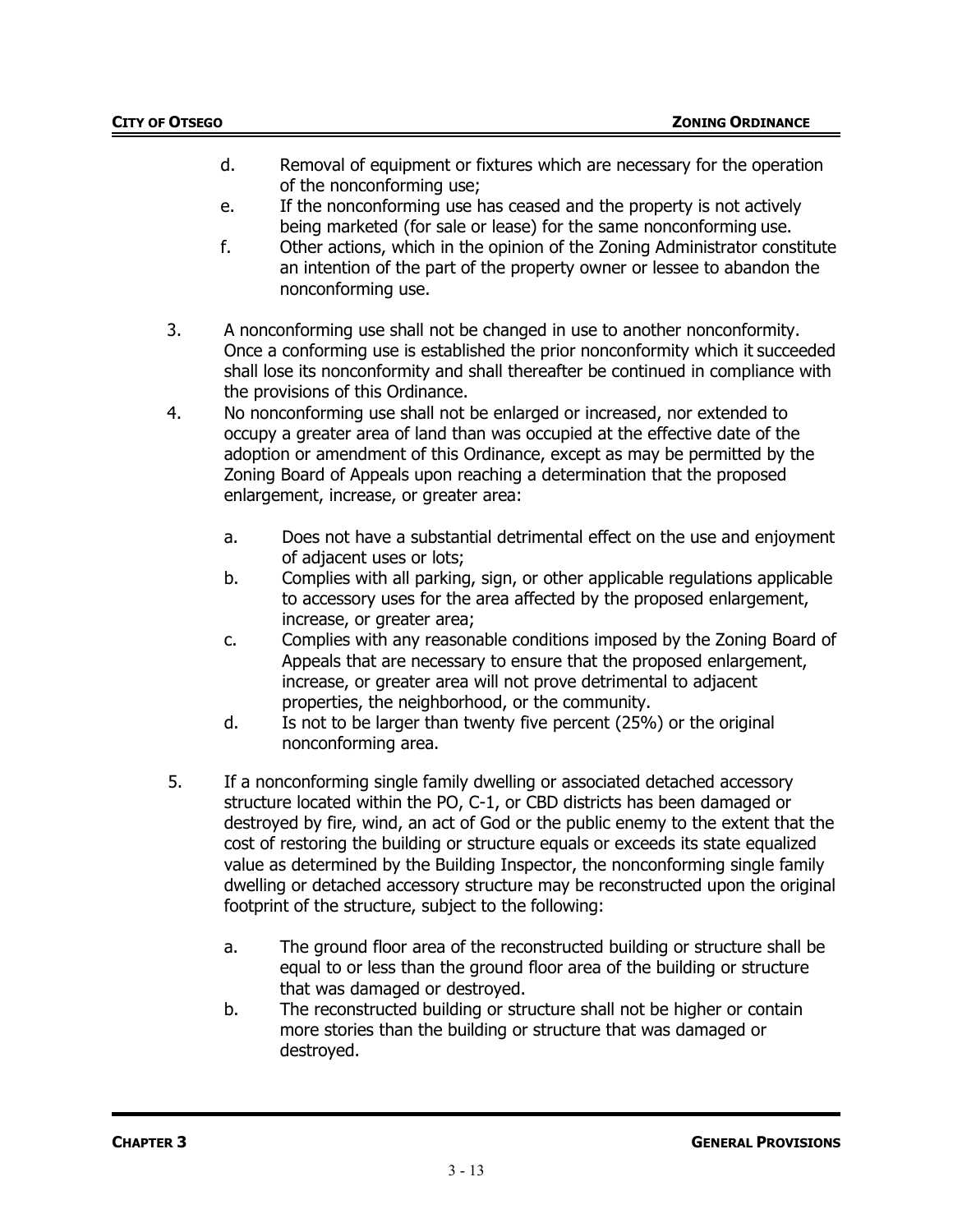d. Removal of equipment or fixtures which are necessary for the operation of the nonconforming use;
   e. If the nonconforming use has ceased and the property is not actively being marketed (for sale or lease) for the same nonconforming use.
   f. Other actions, which in the opinion of the Zoning Administrator constitute an intention of the part of the property owner or lessee to abandon the nonconforming use.

3. A nonconforming use shall not be changed in use to another nonconformity. Once a conforming use is established the prior nonconformity which it succeeded shall lose its nonconformity and shall thereafter be continued in compliance with the provisions of this Ordinance.
4. No nonconforming use shall not be enlarged or increased, nor extended to occupy a greater area of land than was occupied at the effective date of the adoption or amendment of this Ordinance, except as may be permitted by the Zoning Board of Appeals upon reaching a determination that the proposed enlargement, increase, or greater area:

   a. Does not have a substantial detrimental effect on the use and enjoyment of adjacent uses or lots;
   b. Complies with all parking, sign, or other applicable regulations applicable to accessory uses for the area affected by the proposed enlargement, increase, or greater area;
   c. Complies with any reasonable conditions imposed by the Zoning Board of Appeals that are necessary to ensure that the proposed enlargement, increase, or greater area will not prove detrimental to adjacent properties, the neighborhood, or the community.
   d. Is not to be larger than twenty five percent (25%) or the original nonconforming area.

5. If a nonconforming single family dwelling or associated detached accessory structure located within the PO, C-1, or CBD districts has been damaged or destroyed by fire, wind, an act of God or the public enemy to the extent that the cost of restoring the building or structure equals or exceeds its state equalized value as determined by the Building Inspector, the nonconforming single family dwelling or detached accessory structure may be reconstructed upon the original footprint of the structure, subject to the following:

   a. The ground floor area of the reconstructed building or structure shall be equal to or less than the ground floor area of the building or structure that was damaged or destroyed.
   b. The reconstructed building or structure shall not be higher or contain more stories than the building or structure that was damaged or destroyed.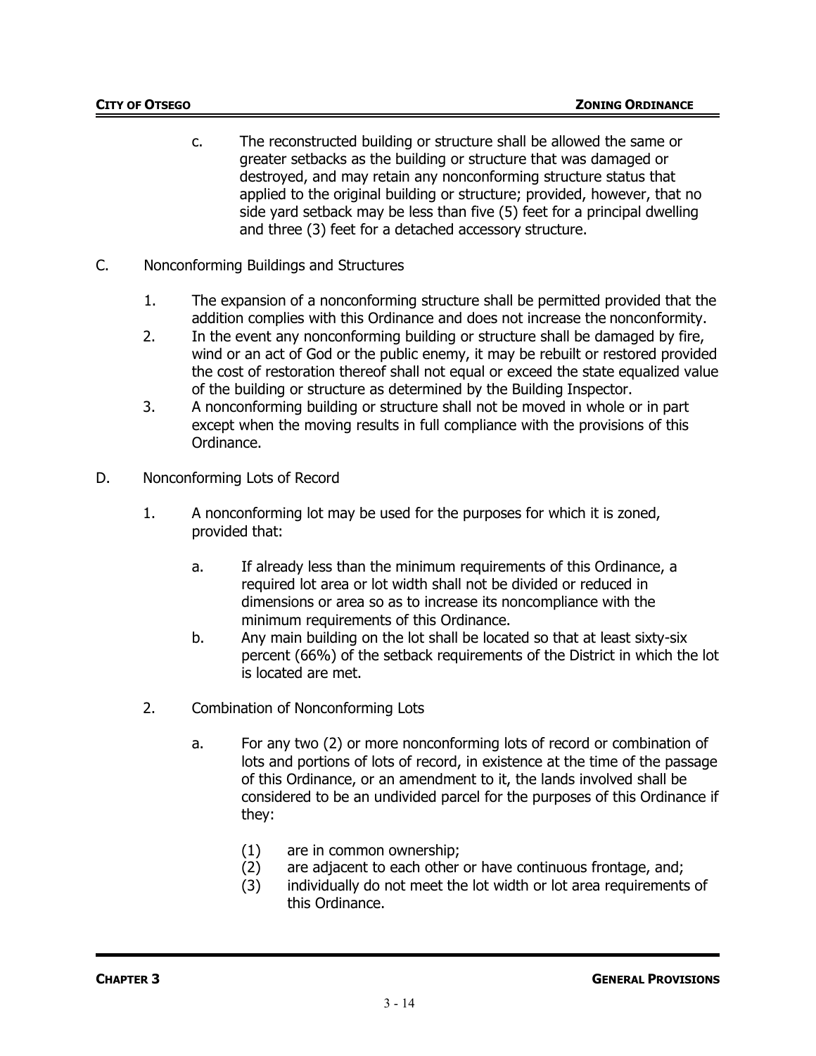c. The reconstructed building or structure shall be allowed the same or greater setbacks as the building or structure that was damaged or destroyed, and may retain any nonconforming structure status that applied to the original building or structure; provided, however, that no side yard setback may be less than five (5) feet for a principal dwelling and three (3) feet for a detached accessory structure.

C. Nonconforming Buildings and Structures

1. The expansion of a nonconforming structure shall be permitted provided that the addition complies with this Ordinance and does not increase the nonconformity.
2. In the event any nonconforming building or structure shall be damaged by fire, wind or an act of God or the public enemy, it may be rebuilt or restored provided the cost of restoration thereof shall not equal or exceed the state equalized value of the building or structure as determined by the Building Inspector.
3. A nonconforming building or structure shall not be moved in whole or in part except when the moving results in full compliance with the provisions of this Ordinance.

D. Nonconforming Lots of Record

1. A nonconforming lot may be used for the purposes for which it is zoned, provided that:

   a. If already less than the minimum requirements of this Ordinance, a required lot area or lot width shall not be divided or reduced in dimensions or area so as to increase its noncompliance with the minimum requirements of this Ordinance.
   b. Any main building on the lot shall be located so that at least sixty-six percent (66%) of the setback requirements of the District in which the lot is located are met.

2. Combination of Nonconforming Lots

   a. For any two (2) or more nonconforming lots of record or combination of lots and portions of lots of record, in existence at the time of the passage of this Ordinance, or an amendment to it, the lands involved shall be considered to be an undivided parcel for the purposes of this Ordinance if they:

      (1) are in common ownership;
      (2) are adjacent to each other or have continuous frontage, and;
      (3) individually do not meet the lot width or lot area requirements of this Ordinance.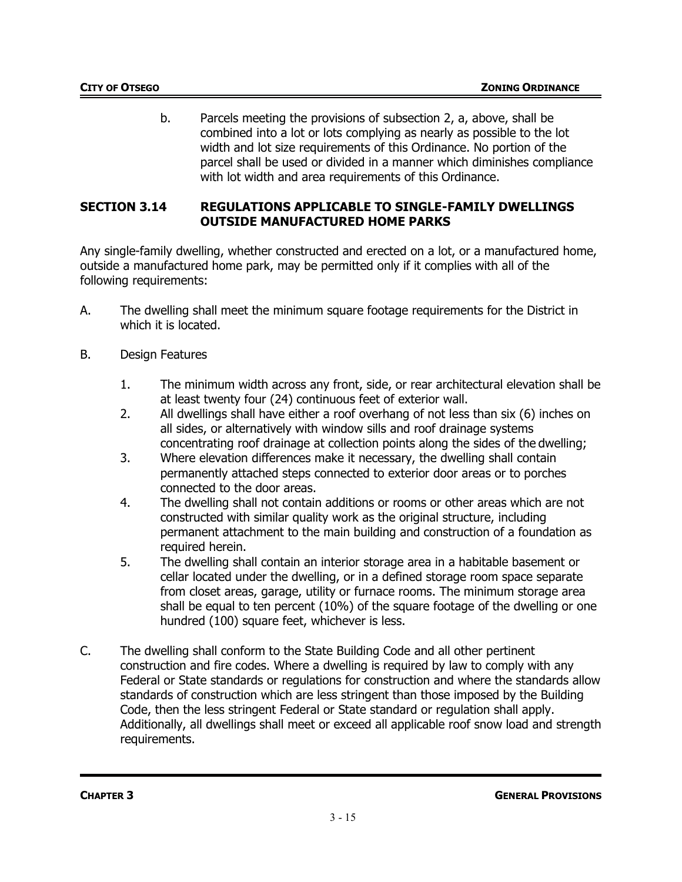b. Parcels meeting the provisions of subsection 2, a, above, shall be combined into a lot or lots complying as nearly as possible to the lot width and lot size requirements of this Ordinance. No portion of the parcel shall be used or divided in a manner which diminishes compliance with lot width and area requirements of this Ordinance.

## SECTION 3.14 REGULATIONS APPLICABLE TO SINGLE-FAMILY DWELLINGS OUTSIDE MANUFACTURED HOME PARKS

Any single-family dwelling, whether constructed and erected on a lot, or a manufactured home, outside a manufactured home park, may be permitted only if it complies with all of the following requirements:

A. The dwelling shall meet the minimum square footage requirements for the District in which it is located.

B. Design Features

1. The minimum width across any front, side, or rear architectural elevation shall be at least twenty four (24) continuous feet of exterior wall.
2. All dwellings shall have either a roof overhang of not less than six (6) inches on all sides, or alternatively with window sills and roof drainage systems concentrating roof drainage at collection points along the sides of the dwelling;
3. Where elevation differences make it necessary, the dwelling shall contain permanently attached steps connected to exterior door areas or to porches connected to the door areas.
4. The dwelling shall not contain additions or rooms or other areas which are not constructed with similar quality work as the original structure, including permanent attachment to the main building and construction of a foundation as required herein.
5. The dwelling shall contain an interior storage area in a habitable basement or cellar located under the dwelling, or in a defined storage room space separate from closet areas, garage, utility or furnace rooms. The minimum storage area shall be equal to ten percent (10%) of the square footage of the dwelling or one hundred (100) square feet, whichever is less.

C. The dwelling shall conform to the State Building Code and all other pertinent construction and fire codes. Where a dwelling is required by law to comply with any Federal or State standards or regulations for construction and where the standards allow standards of construction which are less stringent than those imposed by the Building Code, then the less stringent Federal or State standard or regulation shall apply. Additionally, all dwellings shall meet or exceed all applicable roof snow load and strength requirements.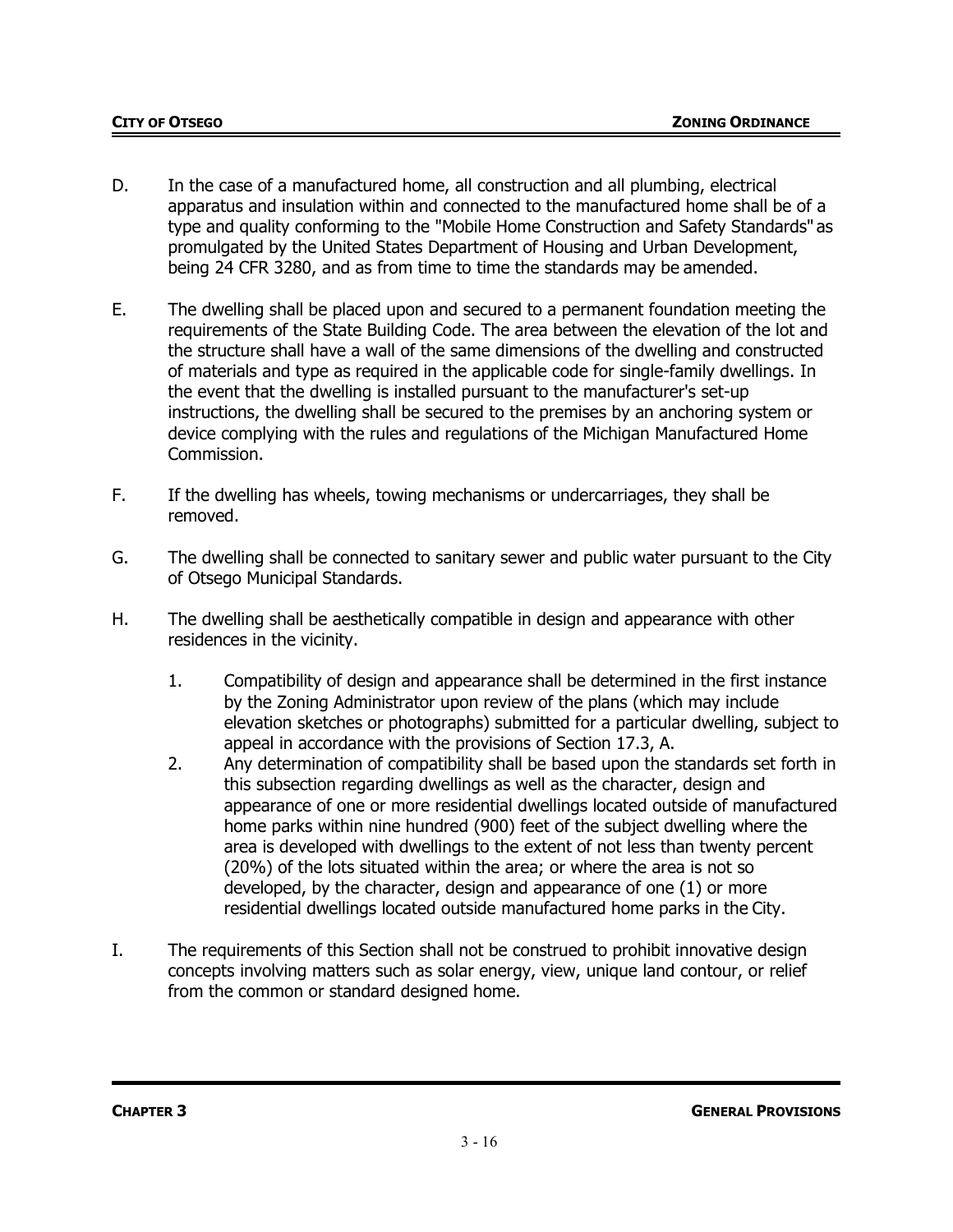D. In the case of a manufactured home, all construction and all plumbing, electrical apparatus and insulation within and connected to the manufactured home shall be of a type and quality conforming to the "Mobile Home Construction and Safety Standards" as promulgated by the United States Department of Housing and Urban Development, being 24 CFR 3280, and as from time to time the standards may be amended.

E. The dwelling shall be placed upon and secured to a permanent foundation meeting the requirements of the State Building Code. The area between the elevation of the lot and the structure shall have a wall of the same dimensions of the dwelling and constructed of materials and type as required in the applicable code for single-family dwellings. In the event that the dwelling is installed pursuant to the manufacturer's set-up instructions, the dwelling shall be secured to the premises by an anchoring system or device complying with the rules and regulations of the Michigan Manufactured Home Commission.

F. If the dwelling has wheels, towing mechanisms or undercarriages, they shall be removed.

G. The dwelling shall be connected to sanitary sewer and public water pursuant to the City of Otsego Municipal Standards.

H. The dwelling shall be aesthetically compatible in design and appearance with other residences in the vicinity.

   1. Compatibility of design and appearance shall be determined in the first instance by the Zoning Administrator upon review of the plans (which may include elevation sketches or photographs) submitted for a particular dwelling, subject to appeal in accordance with the provisions of Section 17.3, A.
   2. Any determination of compatibility shall be based upon the standards set forth in this subsection regarding dwellings as well as the character, design and appearance of one or more residential dwellings located outside of manufactured home parks within nine hundred (900) feet of the subject dwelling where the area is developed with dwellings to the extent of not less than twenty percent (20%) of the lots situated within the area; or where the area is not so developed, by the character, design and appearance of one (1) or more residential dwellings located outside manufactured home parks in the City.

I. The requirements of this Section shall not be construed to prohibit innovative design concepts involving matters such as solar energy, view, unique land contour, or relief from the common or standard designed home.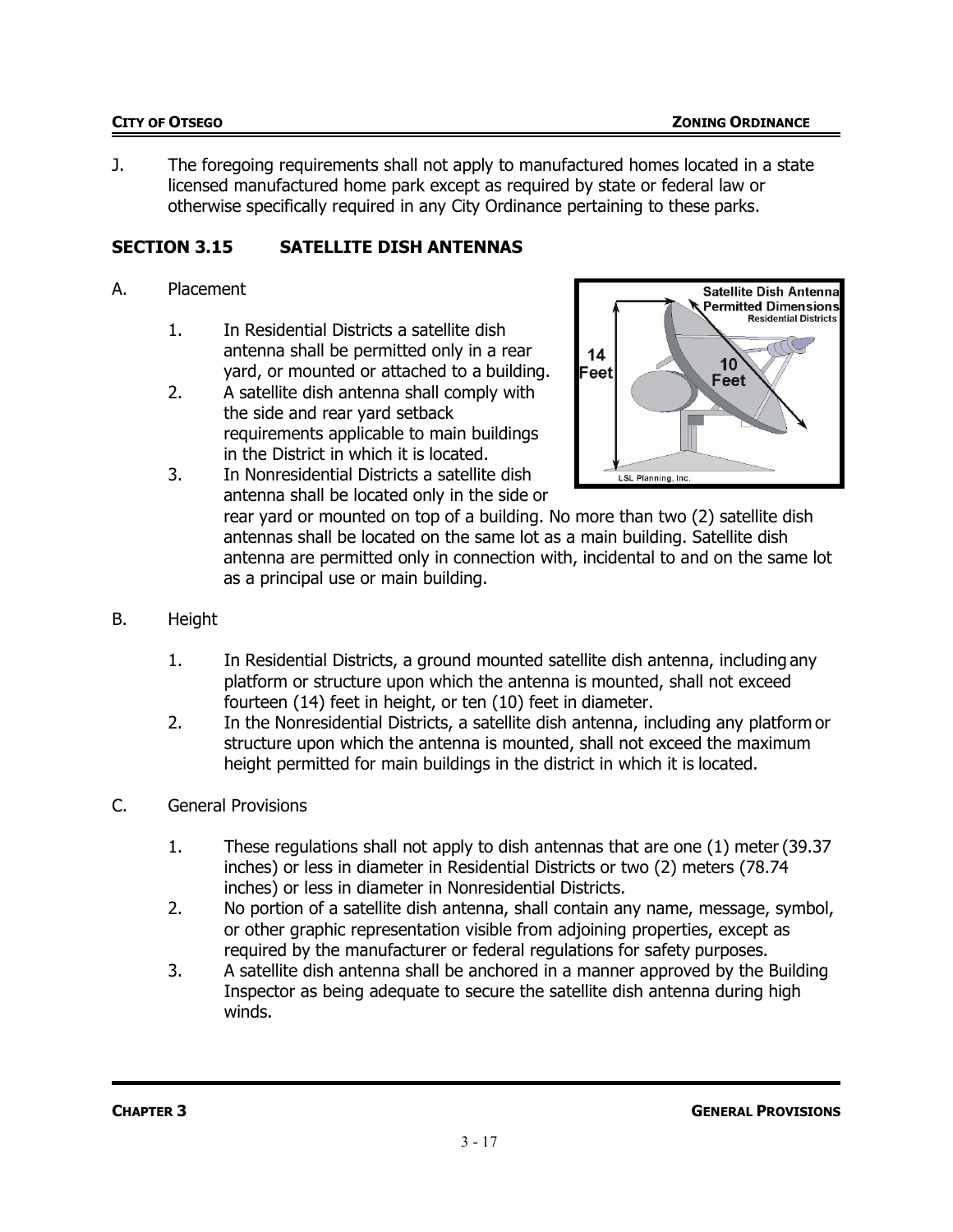J. The foregoing requirements shall not apply to manufactured homes located in a state licensed manufactured home park except as required by state or federal law or otherwise specifically required in any City Ordinance pertaining to these parks.

## SECTION 3.15 SATELLITE DISH ANTENNAS

A. Placement

1. In Residential Districts a satellite dish antenna shall be permitted only in a rear yard, or mounted or attached to a building.
2. A satellite dish antenna shall comply with the side and rear yard setback requirements applicable to main buildings in the District in which it is located.
3. In Nonresidential Districts a satellite dish antenna shall be located only in the side or rear yard or mounted on top of a building. No more than two (2) satellite dish antennas shall be located on the same lot as a main building. Satellite dish antenna are permitted only in connection with, incidental to and on the same lot as a principal use or main building.

B. Height

1. In Residential Districts, a ground mounted satellite dish antenna, including any platform or structure upon which the antenna is mounted, shall not exceed fourteen (14) feet in height, or ten (10) feet in diameter.
2. In the Nonresidential Districts, a satellite dish antenna, including any platform or structure upon which the antenna is mounted, shall not exceed the maximum height permitted for main buildings in the district in which it is located.

C. General Provisions

1. These regulations shall not apply to dish antennas that are one (1) meter (39.37 inches) or less in diameter in Residential Districts or two (2) meters (78.74 inches) or less in diameter in Nonresidential Districts.
2. No portion of a satellite dish antenna, shall contain any name, message, symbol, or other graphic representation visible from adjoining properties, except as required by the manufacturer or federal regulations for safety purposes.
3. A satellite dish antenna shall be anchored in a manner approved by the Building Inspector as being adequate to secure the satellite dish antenna during high winds.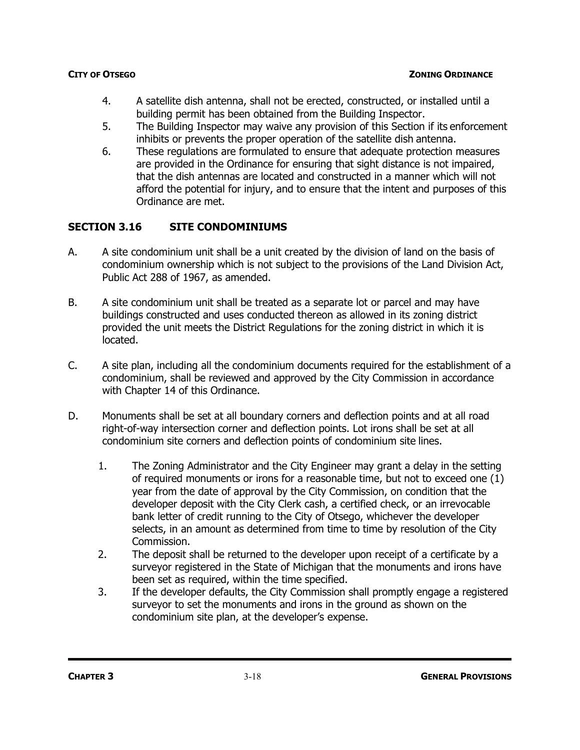4. A satellite dish antenna, shall not be erected, constructed, or installed until a building permit has been obtained from the Building Inspector.
5. The Building Inspector may waive any provision of this Section if its enforcement inhibits or prevents the proper operation of the satellite dish antenna.
6. These regulations are formulated to ensure that adequate protection measures are provided in the Ordinance for ensuring that sight distance is not impaired, that the dish antennas are located and constructed in a manner which will not afford the potential for injury, and to ensure that the intent and purposes of this Ordinance are met.

## SECTION 3.16 SITE CONDOMINIUMS

A. A site condominium unit shall be a unit created by the division of land on the basis of condominium ownership which is not subject to the provisions of the Land Division Act, Public Act 288 of 1967, as amended.

B. A site condominium unit shall be treated as a separate lot or parcel and may have buildings constructed and uses conducted thereon as allowed in its zoning district provided the unit meets the District Regulations for the zoning district in which it is located.

C. A site plan, including all the condominium documents required for the establishment of a condominium, shall be reviewed and approved by the City Commission in accordance with Chapter 14 of this Ordinance.

D. Monuments shall be set at all boundary corners and deflection points and at all road right-of-way intersection corner and deflection points. Lot irons shall be set at all condominium site corners and deflection points of condominium site lines.

1. The Zoning Administrator and the City Engineer may grant a delay in the setting of required monuments or irons for a reasonable time, but not to exceed one (1) year from the date of approval by the City Commission, on condition that the developer deposit with the City Clerk cash, a certified check, or an irrevocable bank letter of credit running to the City of Otsego, whichever the developer selects, in an amount as determined from time to time by resolution of the City Commission.
2. The deposit shall be returned to the developer upon receipt of a certificate by a surveyor registered in the State of Michigan that the monuments and irons have been set as required, within the time specified.
3. If the developer defaults, the City Commission shall promptly engage a registered surveyor to set the monuments and irons in the ground as shown on the condominium site plan, at the developer's expense.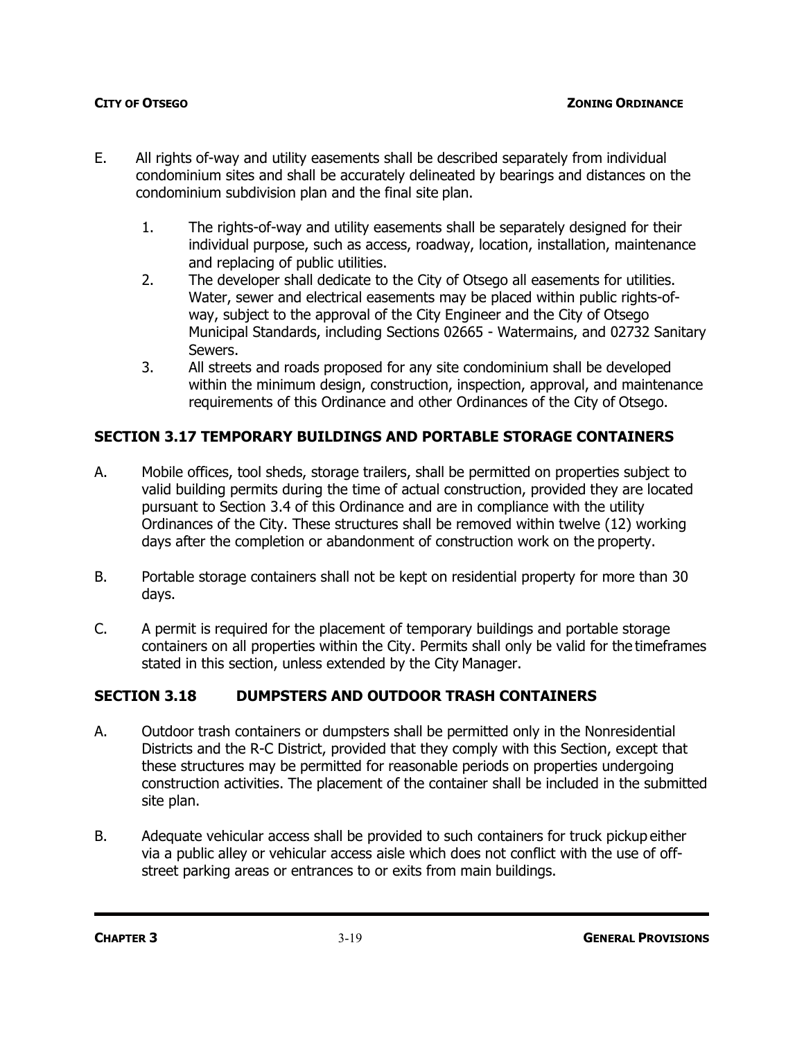E. All rights of-way and utility easements shall be described separately from individual condominium sites and shall be accurately delineated by bearings and distances on the condominium subdivision plan and the final site plan.

   1. The rights-of-way and utility easements shall be separately designed for their individual purpose, such as access, roadway, location, installation, maintenance and replacing of public utilities.
   2. The developer shall dedicate to the City of Otsego all easements for utilities. Water, sewer and electrical easements may be placed within public rights-of-way, subject to the approval of the City Engineer and the City of Otsego Municipal Standards, including Sections 02665 - Watermains, and 02732 Sanitary Sewers.
   3. All streets and roads proposed for any site condominium shall be developed within the minimum design, construction, inspection, approval, and maintenance requirements of this Ordinance and other Ordinances of the City of Otsego.

## SECTION 3.17 TEMPORARY BUILDINGS AND PORTABLE STORAGE CONTAINERS

A. Mobile offices, tool sheds, storage trailers, shall be permitted on properties subject to valid building permits during the time of actual construction, provided they are located pursuant to Section 3.4 of this Ordinance and are in compliance with the utility Ordinances of the City. These structures shall be removed within twelve (12) working days after the completion or abandonment of construction work on the property.

B. Portable storage containers shall not be kept on residential property for more than 30 days.

C. A permit is required for the placement of temporary buildings and portable storage containers on all properties within the City. Permits shall only be valid for the timeframes stated in this section, unless extended by the City Manager.

## SECTION 3.18 DUMPSTERS AND OUTDOOR TRASH CONTAINERS

A. Outdoor trash containers or dumpsters shall be permitted only in the Nonresidential Districts and the R-C District, provided that they comply with this Section, except that these structures may be permitted for reasonable periods on properties undergoing construction activities. The placement of the container shall be included in the submitted site plan.

B. Adequate vehicular access shall be provided to such containers for truck pickup either via a public alley or vehicular access aisle which does not conflict with the use of off-street parking areas or entrances to or exits from main buildings.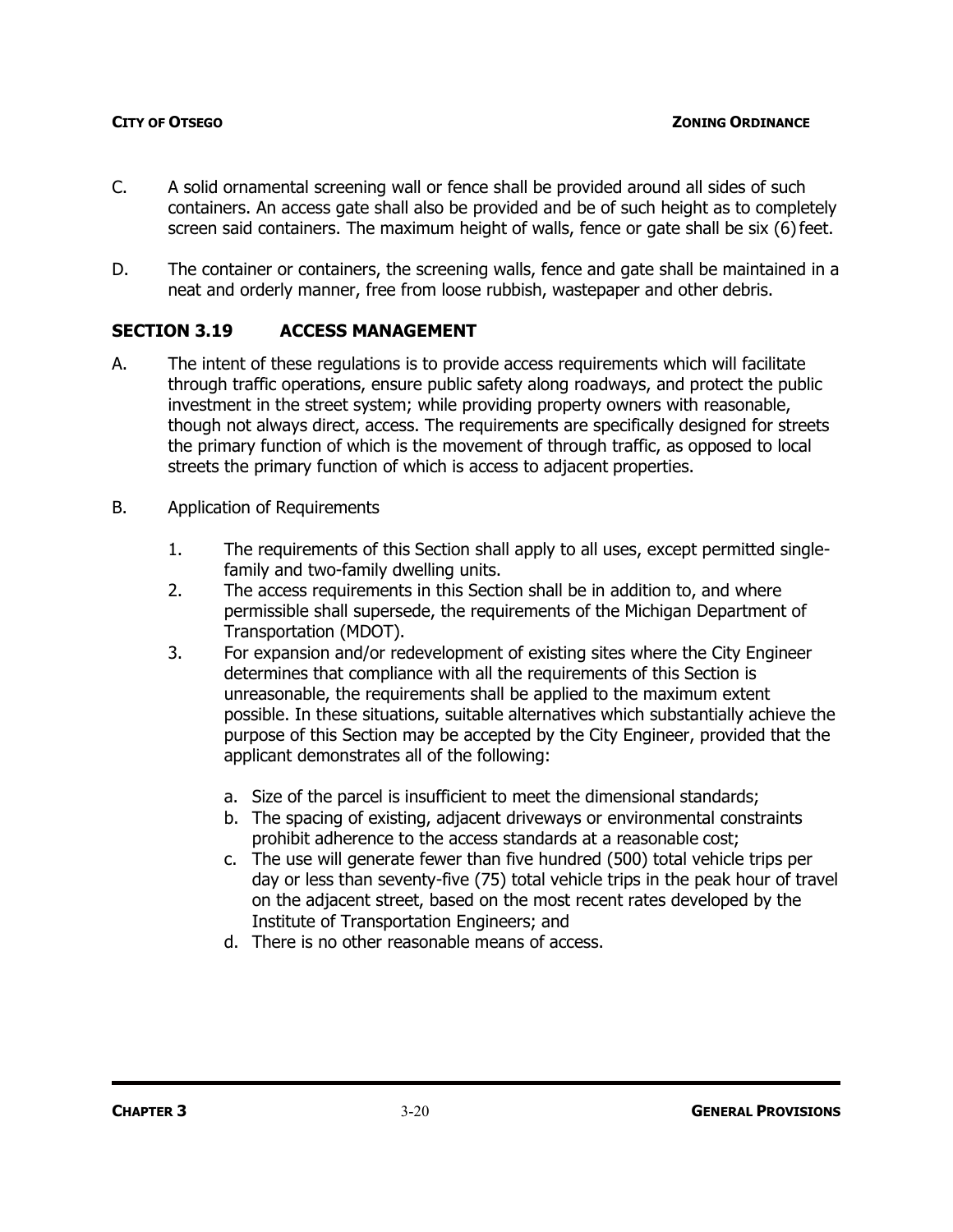C. A solid ornamental screening wall or fence shall be provided around all sides of such containers. An access gate shall also be provided and be of such height as to completely screen said containers. The maximum height of walls, fence or gate shall be six (6) feet.

D. The container or containers, the screening walls, fence and gate shall be maintained in a neat and orderly manner, free from loose rubbish, wastepaper and other debris.

## SECTION 3.19 ACCESS MANAGEMENT

A. The intent of these regulations is to provide access requirements which will facilitate through traffic operations, ensure public safety along roadways, and protect the public investment in the street system; while providing property owners with reasonable, though not always direct, access. The requirements are specifically designed for streets the primary function of which is the movement of through traffic, as opposed to local streets the primary function of which is access to adjacent properties.

B. Application of Requirements

1. The requirements of this Section shall apply to all uses, except permitted single-family and two-family dwelling units.
2. The access requirements in this Section shall be in addition to, and where permissible shall supersede, the requirements of the Michigan Department of Transportation (MDOT).
3. For expansion and/or redevelopment of existing sites where the City Engineer determines that compliance with all the requirements of this Section is unreasonable, the requirements shall be applied to the maximum extent possible. In these situations, suitable alternatives which substantially achieve the purpose of this Section may be accepted by the City Engineer, provided that the applicant demonstrates all of the following:

    a. Size of the parcel is insufficient to meet the dimensional standards;
    b. The spacing of existing, adjacent driveways or environmental constraints prohibit adherence to the access standards at a reasonable cost;
    c. The use will generate fewer than five hundred (500) total vehicle trips per day or less than seventy-five (75) total vehicle trips in the peak hour of travel on the adjacent street, based on the most recent rates developed by the Institute of Transportation Engineers; and
    d. There is no other reasonable means of access.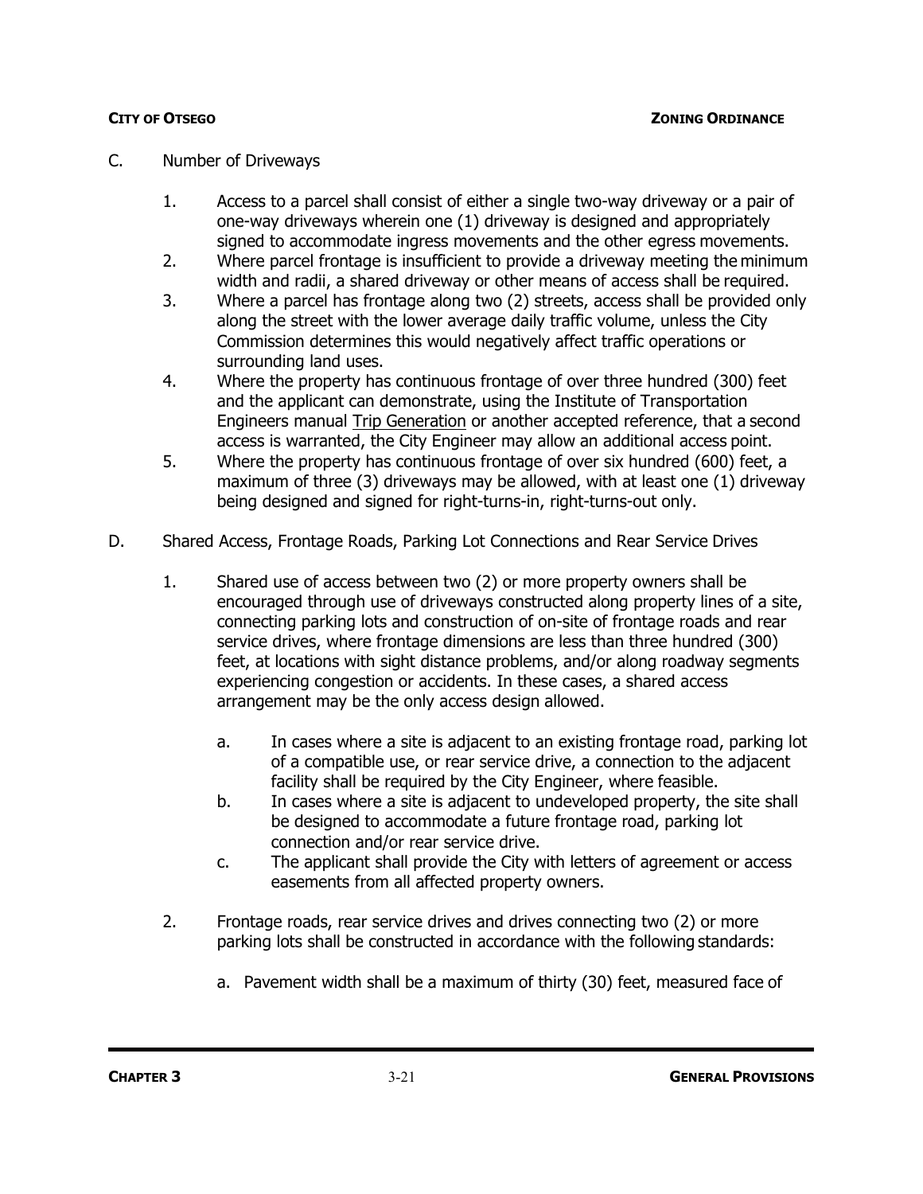C. Number of Driveways

1. Access to a parcel shall consist of either a single two-way driveway or a pair of one-way driveways wherein one (1) driveway is designed and appropriately signed to accommodate ingress movements and the other egress movements.
2. Where parcel frontage is insufficient to provide a driveway meeting the minimum width and radii, a shared driveway or other means of access shall be required.
3. Where a parcel has frontage along two (2) streets, access shall be provided only along the street with the lower average daily traffic volume, unless the City Commission determines this would negatively affect traffic operations or surrounding land uses.
4. Where the property has continuous frontage of over three hundred (300) feet and the applicant can demonstrate, using the Institute of Transportation Engineers manual <u>Trip Generation</u> or another accepted reference, that a second access is warranted, the City Engineer may allow an additional access point.
5. Where the property has continuous frontage of over six hundred (600) feet, a maximum of three (3) driveways may be allowed, with at least one (1) driveway being designed and signed for right-turns-in, right-turns-out only.

D. Shared Access, Frontage Roads, Parking Lot Connections and Rear Service Drives

1. Shared use of access between two (2) or more property owners shall be encouraged through use of driveways constructed along property lines of a site, connecting parking lots and construction of on-site of frontage roads and rear service drives, where frontage dimensions are less than three hundred (300) feet, at locations with sight distance problems, and/or along roadway segments experiencing congestion or accidents. In these cases, a shared access arrangement may be the only access design allowed.

   a. In cases where a site is adjacent to an existing frontage road, parking lot of a compatible use, or rear service drive, a connection to the adjacent facility shall be required by the City Engineer, where feasible.
   b. In cases where a site is adjacent to undeveloped property, the site shall be designed to accommodate a future frontage road, parking lot connection and/or rear service drive.
   c. The applicant shall provide the City with letters of agreement or access easements from all affected property owners.

2. Frontage roads, rear service drives and drives connecting two (2) or more parking lots shall be constructed in accordance with the following standards:

   a. Pavement width shall be a maximum of thirty (30) feet, measured face of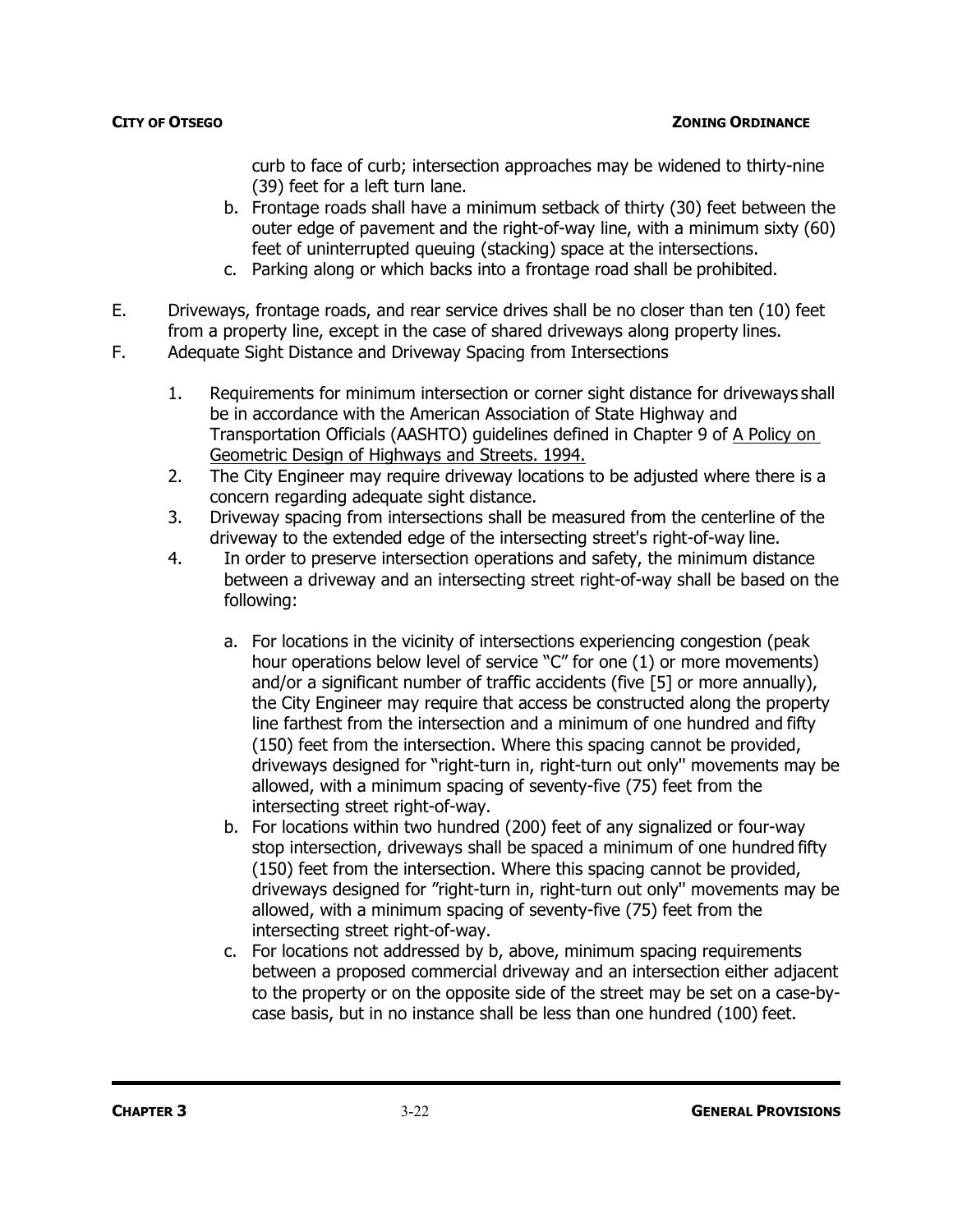curb to face of curb; intersection approaches may be widened to thirty-nine (39) feet for a left turn lane.

b. Frontage roads shall have a minimum setback of thirty (30) feet between the outer edge of pavement and the right-of-way line, with a minimum sixty (60) feet of uninterrupted queuing (stacking) space at the intersections.
c. Parking along or which backs into a frontage road shall be prohibited.

E. Driveways, frontage roads, and rear service drives shall be no closer than ten (10) feet from a property line, except in the case of shared driveways along property lines.

F. Adequate Sight Distance and Driveway Spacing from Intersections

1. Requirements for minimum intersection or corner sight distance for driveways shall be in accordance with the American Association of State Highway and Transportation Officials (AASHTO) guidelines defined in Chapter 9 of A Policy on Geometric Design of Highways and Streets. 1994.
2. The City Engineer may require driveway locations to be adjusted where there is a concern regarding adequate sight distance.
3. Driveway spacing from intersections shall be measured from the centerline of the driveway to the extended edge of the intersecting street's right-of-way line.
4. In order to preserve intersection operations and safety, the minimum distance between a driveway and an intersecting street right-of-way shall be based on the following:
   a. For locations in the vicinity of intersections experiencing congestion (peak hour operations below level of service "C" for one (1) or more movements) and/or a significant number of traffic accidents (five [5] or more annually), the City Engineer may require that access be constructed along the property line farthest from the intersection and a minimum of one hundred and fifty (150) feet from the intersection. Where this spacing cannot be provided, driveways designed for "right-turn in, right-turn out only" movements may be allowed, with a minimum spacing of seventy-five (75) feet from the intersecting street right-of-way.
   b. For locations within two hundred (200) feet of any signalized or four-way stop intersection, driveways shall be spaced a minimum of one hundred fifty (150) feet from the intersection. Where this spacing cannot be provided, driveways designed for "right-turn in, right-turn out only" movements may be allowed, with a minimum spacing of seventy-five (75) feet from the intersecting street right-of-way.
   c. For locations not addressed by b, above, minimum spacing requirements between a proposed commercial driveway and an intersection either adjacent to the property or on the opposite side of the street may be set on a case-by-case basis, but in no instance shall be less than one hundred (100) feet.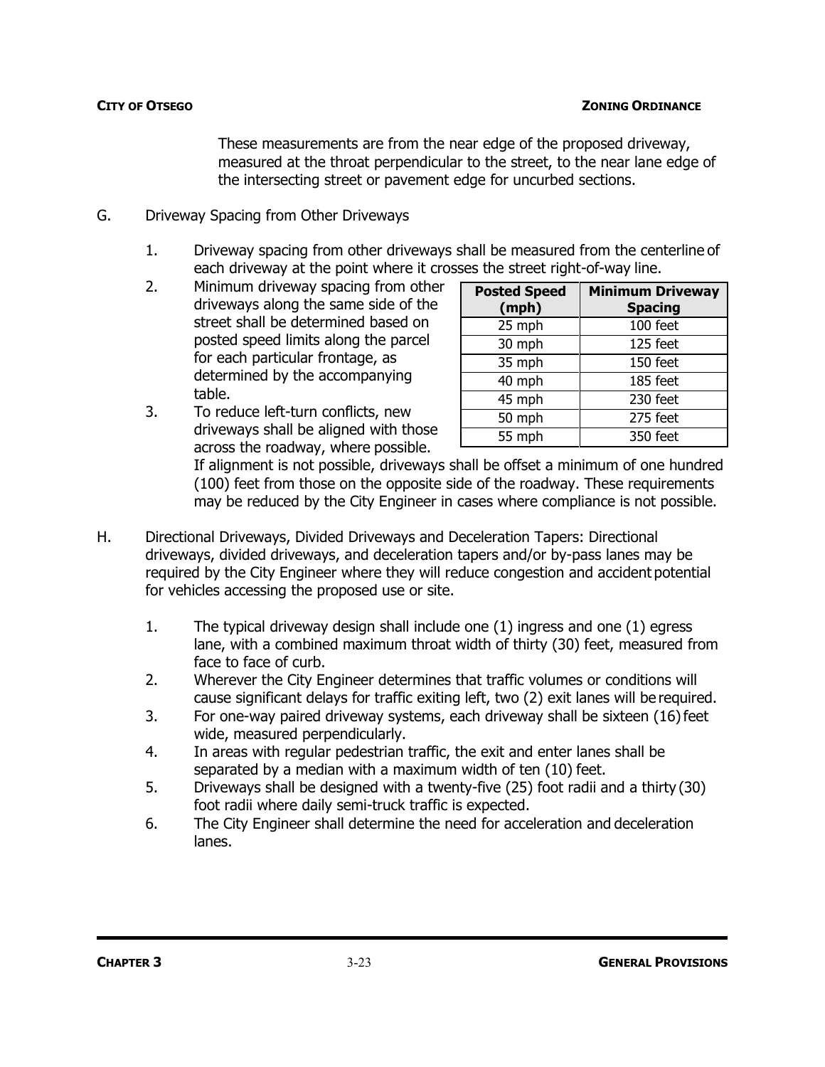These measurements are from the near edge of the proposed driveway, measured at the throat perpendicular to the street, to the near lane edge of the intersecting street or pavement edge for uncurbed sections.

G. Driveway Spacing from Other Driveways

1. Driveway spacing from other driveways shall be measured from the centerline of each driveway at the point where it crosses the street right-of-way line.
2. Minimum driveway spacing from other driveways along the same side of the street shall be determined based on posted speed limits along the parcel for each particular frontage, as determined by the accompanying table.

| Posted Speed (mph) | Minimum Driveway Spacing |
|---|---|
| 25 mph | 100 feet |
| 30 mph | 125 feet |
| 35 mph | 150 feet |
| 40 mph | 185 feet |
| 45 mph | 230 feet |
| 50 mph | 275 feet |
| 55 mph | 350 feet |

3. To reduce left-turn conflicts, new driveways shall be aligned with those across the roadway, where possible. If alignment is not possible, driveways shall be offset a minimum of one hundred (100) feet from those on the opposite side of the roadway. These requirements may be reduced by the City Engineer in cases where compliance is not possible.

H. Directional Driveways, Divided Driveways and Deceleration Tapers: Directional driveways, divided driveways, and deceleration tapers and/or by-pass lanes may be required by the City Engineer where they will reduce congestion and accident potential for vehicles accessing the proposed use or site.

1. The typical driveway design shall include one (1) ingress and one (1) egress lane, with a combined maximum throat width of thirty (30) feet, measured from face to face of curb.
2. Wherever the City Engineer determines that traffic volumes or conditions will cause significant delays for traffic exiting left, two (2) exit lanes will be required.
3. For one-way paired driveway systems, each driveway shall be sixteen (16) feet wide, measured perpendicularly.
4. In areas with regular pedestrian traffic, the exit and enter lanes shall be separated by a median with a maximum width of ten (10) feet.
5. Driveways shall be designed with a twenty-five (25) foot radii and a thirty (30) foot radii where daily semi-truck traffic is expected.
6. The City Engineer shall determine the need for acceleration and deceleration lanes.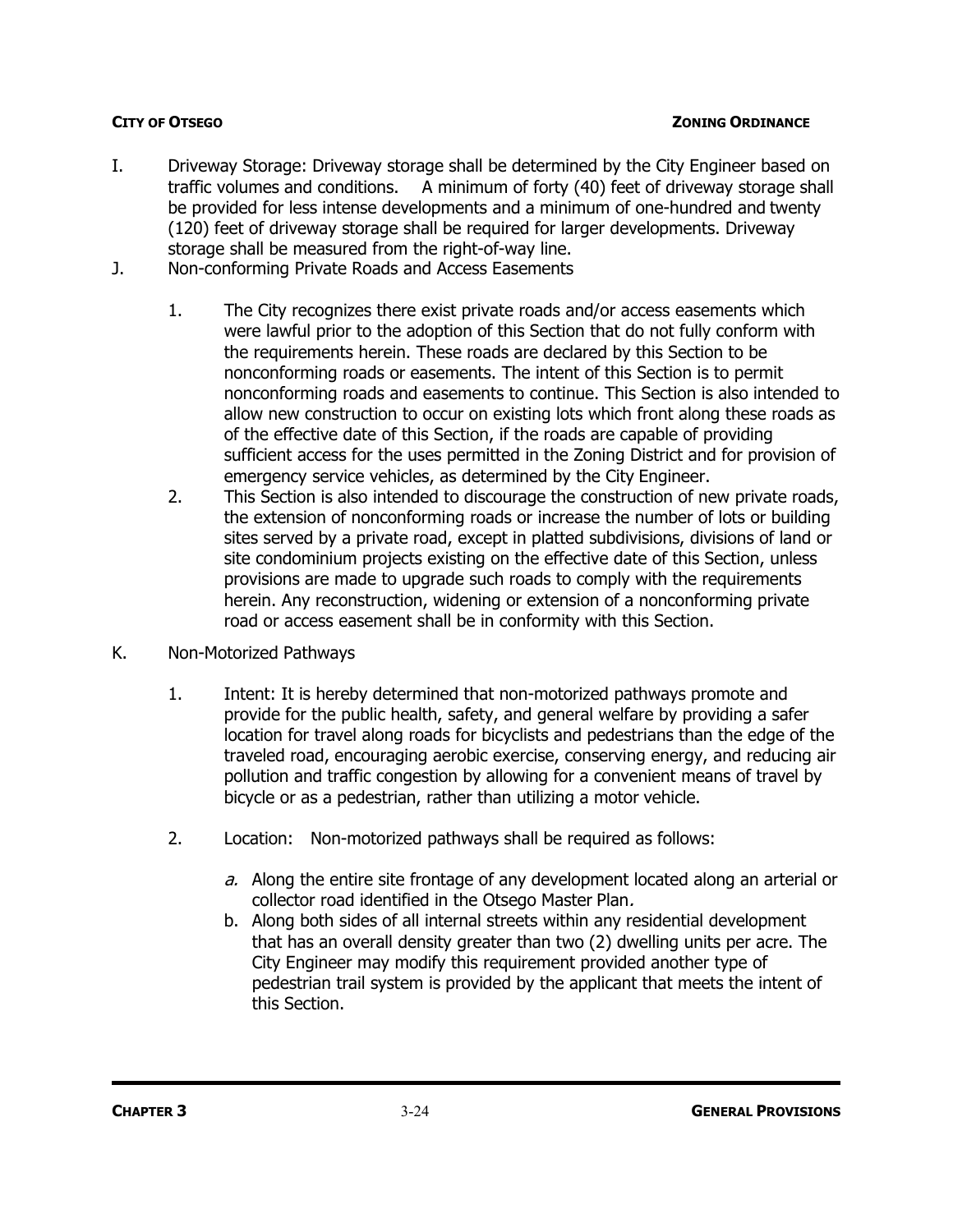I. Driveway Storage: Driveway storage shall be determined by the City Engineer based on traffic volumes and conditions. A minimum of forty (40) feet of driveway storage shall be provided for less intense developments and a minimum of one-hundred and twenty (120) feet of driveway storage shall be required for larger developments. Driveway storage shall be measured from the right-of-way line.

J. Non-conforming Private Roads and Access Easements

   1. The City recognizes there exist private roads and/or access easements which were lawful prior to the adoption of this Section that do not fully conform with the requirements herein. These roads are declared by this Section to be nonconforming roads or easements. The intent of this Section is to permit nonconforming roads and easements to continue. This Section is also intended to allow new construction to occur on existing lots which front along these roads as of the effective date of this Section, if the roads are capable of providing sufficient access for the uses permitted in the Zoning District and for provision of emergency service vehicles, as determined by the City Engineer.
   2. This Section is also intended to discourage the construction of new private roads, the extension of nonconforming roads or increase the number of lots or building sites served by a private road, except in platted subdivisions, divisions of land or site condominium projects existing on the effective date of this Section, unless provisions are made to upgrade such roads to comply with the requirements herein. Any reconstruction, widening or extension of a nonconforming private road or access easement shall be in conformity with this Section.

K. Non-Motorized Pathways

   1. Intent: It is hereby determined that non-motorized pathways promote and provide for the public health, safety, and general welfare by providing a safer location for travel along roads for bicyclists and pedestrians than the edge of the traveled road, encouraging aerobic exercise, conserving energy, and reducing air pollution and traffic congestion by allowing for a convenient means of travel by bicycle or as a pedestrian, rather than utilizing a motor vehicle.

   2. Location: Non-motorized pathways shall be required as follows:

      *a.* Along the entire site frontage of any development located along an arterial or collector road identified in the Otsego Master Plan*.*
      b. Along both sides of all internal streets within any residential development that has an overall density greater than two (2) dwelling units per acre. The City Engineer may modify this requirement provided another type of pedestrian trail system is provided by the applicant that meets the intent of this Section.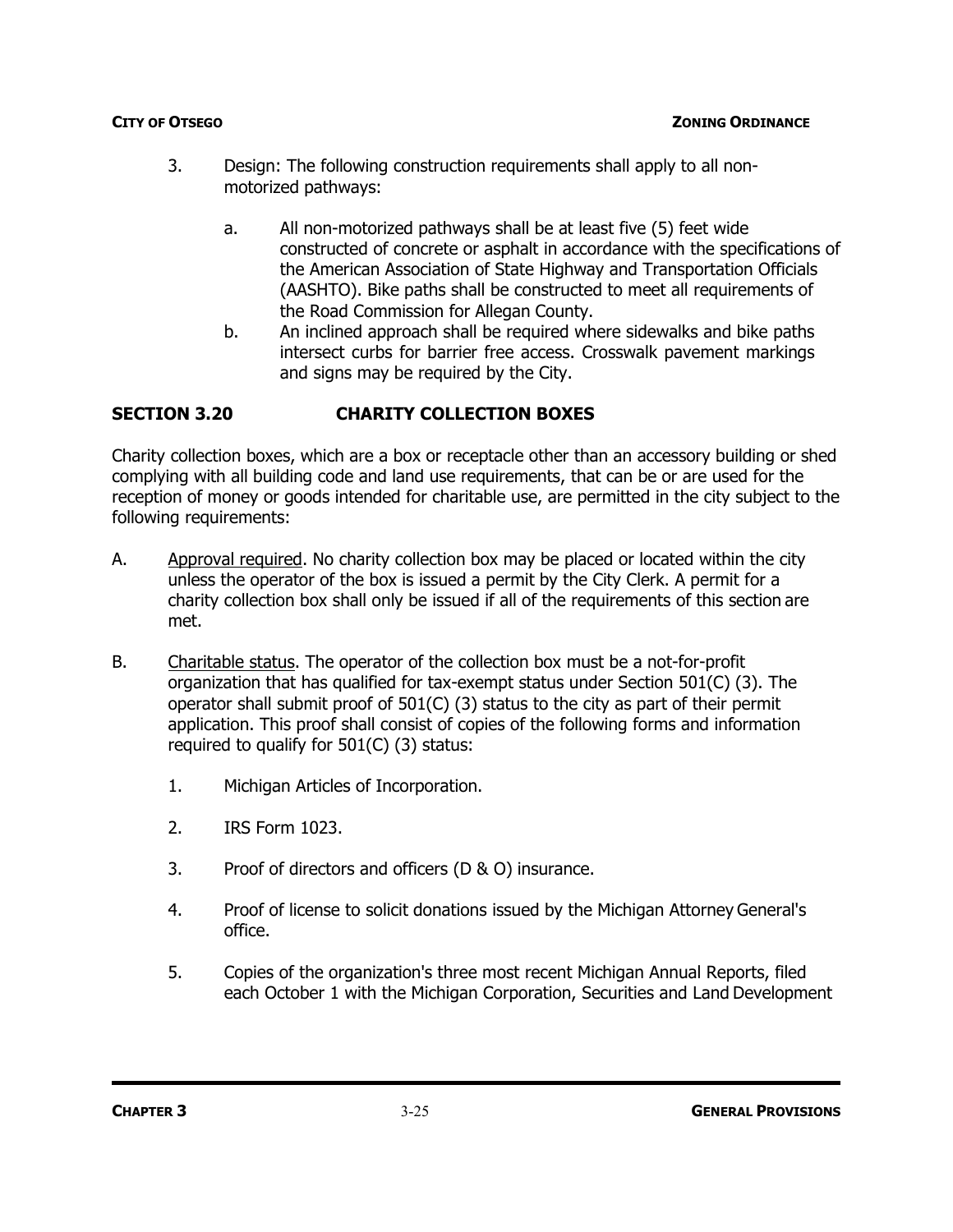3. Design: The following construction requirements shall apply to all non-motorized pathways:

   a. All non-motorized pathways shall be at least five (5) feet wide constructed of concrete or asphalt in accordance with the specifications of the American Association of State Highway and Transportation Officials (AASHTO). Bike paths shall be constructed to meet all requirements of the Road Commission for Allegan County.

   b. An inclined approach shall be required where sidewalks and bike paths intersect curbs for barrier free access. Crosswalk pavement markings and signs may be required by the City.

## SECTION 3.20 CHARITY COLLECTION BOXES

Charity collection boxes, which are a box or receptacle other than an accessory building or shed complying with all building code and land use requirements, that can be or are used for the reception of money or goods intended for charitable use, are permitted in the city subject to the following requirements:

A. Approval required. No charity collection box may be placed or located within the city unless the operator of the box is issued a permit by the City Clerk. A permit for a charity collection box shall only be issued if all of the requirements of this section are met.

B. Charitable status. The operator of the collection box must be a not-for-profit organization that has qualified for tax-exempt status under Section 501(C) (3). The operator shall submit proof of 501(C) (3) status to the city as part of their permit application. This proof shall consist of copies of the following forms and information required to qualify for 501(C) (3) status:

   1. Michigan Articles of Incorporation.

   2. IRS Form 1023.

   3. Proof of directors and officers (D & O) insurance.

   4. Proof of license to solicit donations issued by the Michigan Attorney General's office.

   5. Copies of the organization's three most recent Michigan Annual Reports, filed each October 1 with the Michigan Corporation, Securities and Land Development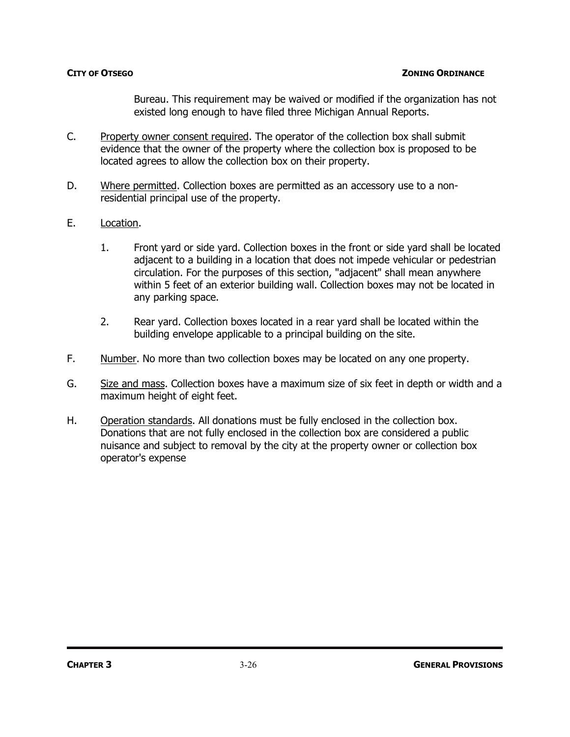Bureau. This requirement may be waived or modified if the organization has not existed long enough to have filed three Michigan Annual Reports.

C. Property owner consent required. The operator of the collection box shall submit evidence that the owner of the property where the collection box is proposed to be located agrees to allow the collection box on their property.

D. Where permitted. Collection boxes are permitted as an accessory use to a non-residential principal use of the property.

E. Location.

1. Front yard or side yard. Collection boxes in the front or side yard shall be located adjacent to a building in a location that does not impede vehicular or pedestrian circulation. For the purposes of this section, "adjacent" shall mean anywhere within 5 feet of an exterior building wall. Collection boxes may not be located in any parking space.

2. Rear yard. Collection boxes located in a rear yard shall be located within the building envelope applicable to a principal building on the site.

F. Number. No more than two collection boxes may be located on any one property.

G. Size and mass. Collection boxes have a maximum size of six feet in depth or width and a maximum height of eight feet.

H. Operation standards. All donations must be fully enclosed in the collection box. Donations that are not fully enclosed in the collection box are considered a public nuisance and subject to removal by the city at the property owner or collection box operator's expense